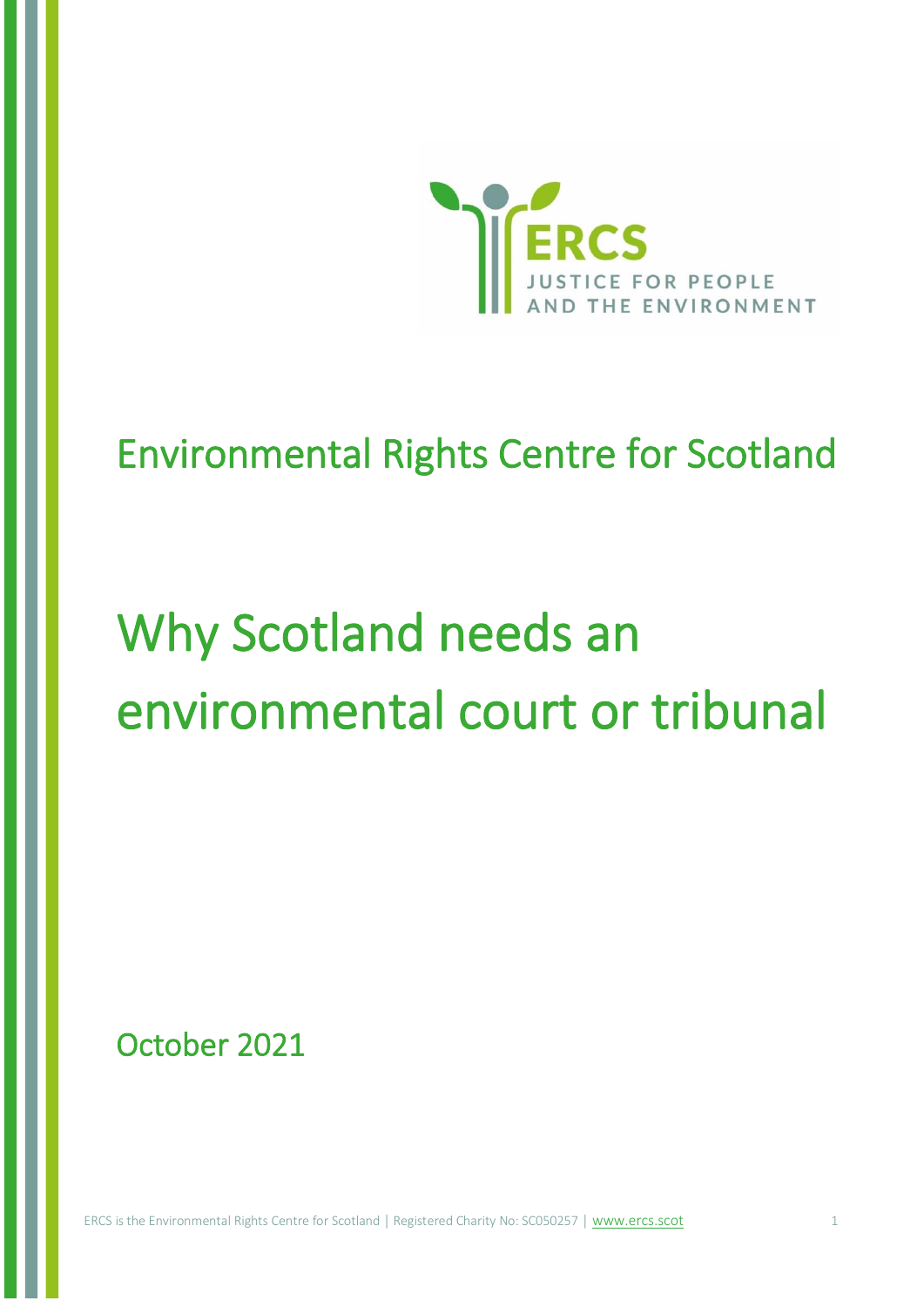ERCS

JUSTICE FOR PEOPLE AND THE ENVIRONMENT

## Environmental Rights Centre for Scotland

# Why Scotland needs an environmental court or tribunal

October 2021

ERCS is the Environmental Rights Centre for Scotland | Registered Charity No: SC050257 | www.ercs.scot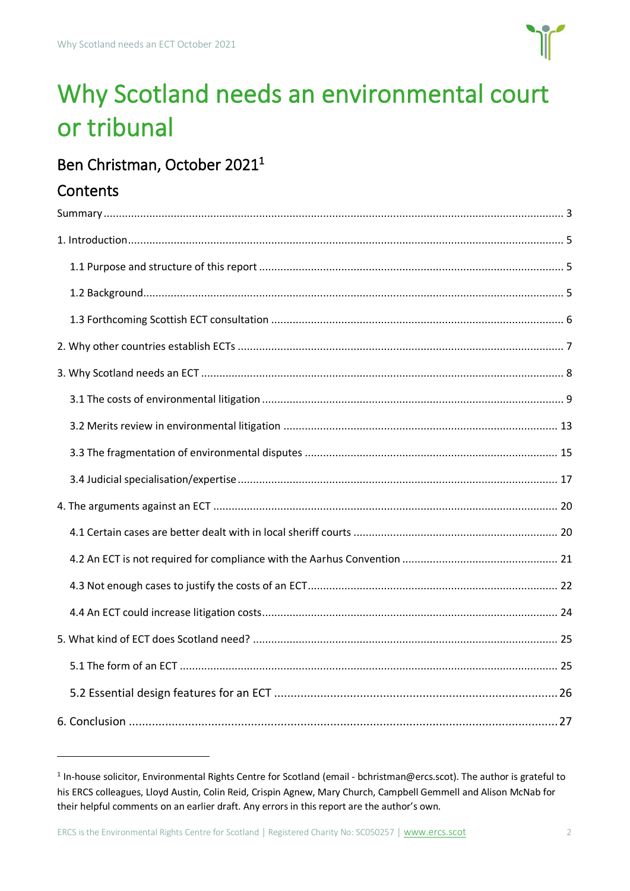# Why Scotland needs an environmental court or tribunal

## Ben Christman, October 2021[1]

## Contents

Summary ..... 3

1. Introduction ..... 5

   1.1 Purpose and structure of this report ..... 5

   1.2 Background ..... 5

   1.3 Forthcoming Scottish ECT consultation ..... 6

2. Why other countries establish ECTs ..... 7

3. Why Scotland needs an ECT ..... 8

   3.1 The costs of environmental litigation ..... 9

   3.2 Merits review in environmental litigation ..... 13

   3.3 The fragmentation of environmental disputes ..... 15

   3.4 Judicial specialisation/expertise ..... 17

4. The arguments against an ECT ..... 20

   4.1 Certain cases are better dealt with in local sheriff courts ..... 20

   4.2 An ECT is not required for compliance with the Aarhus Convention ..... 21

   4.3 Not enough cases to justify the costs of an ECT ..... 22

   4.4 An ECT could increase litigation costs ..... 24

5. What kind of ECT does Scotland need? ..... 25

   5.1 The form of an ECT ..... 25

   5.2 Essential design features for an ECT ..... 26

6. Conclusion ..... 27

---

[1] In-house solicitor, Environmental Rights Centre for Scotland (email - bchristman@ercs.scot). The author is grateful to his ERCS colleagues, Lloyd Austin, Colin Reid, Crispin Agnew, Mary Church, Campbell Gemmell and Alison McNab for their helpful comments on an earlier draft. Any errors in this report are the author's own.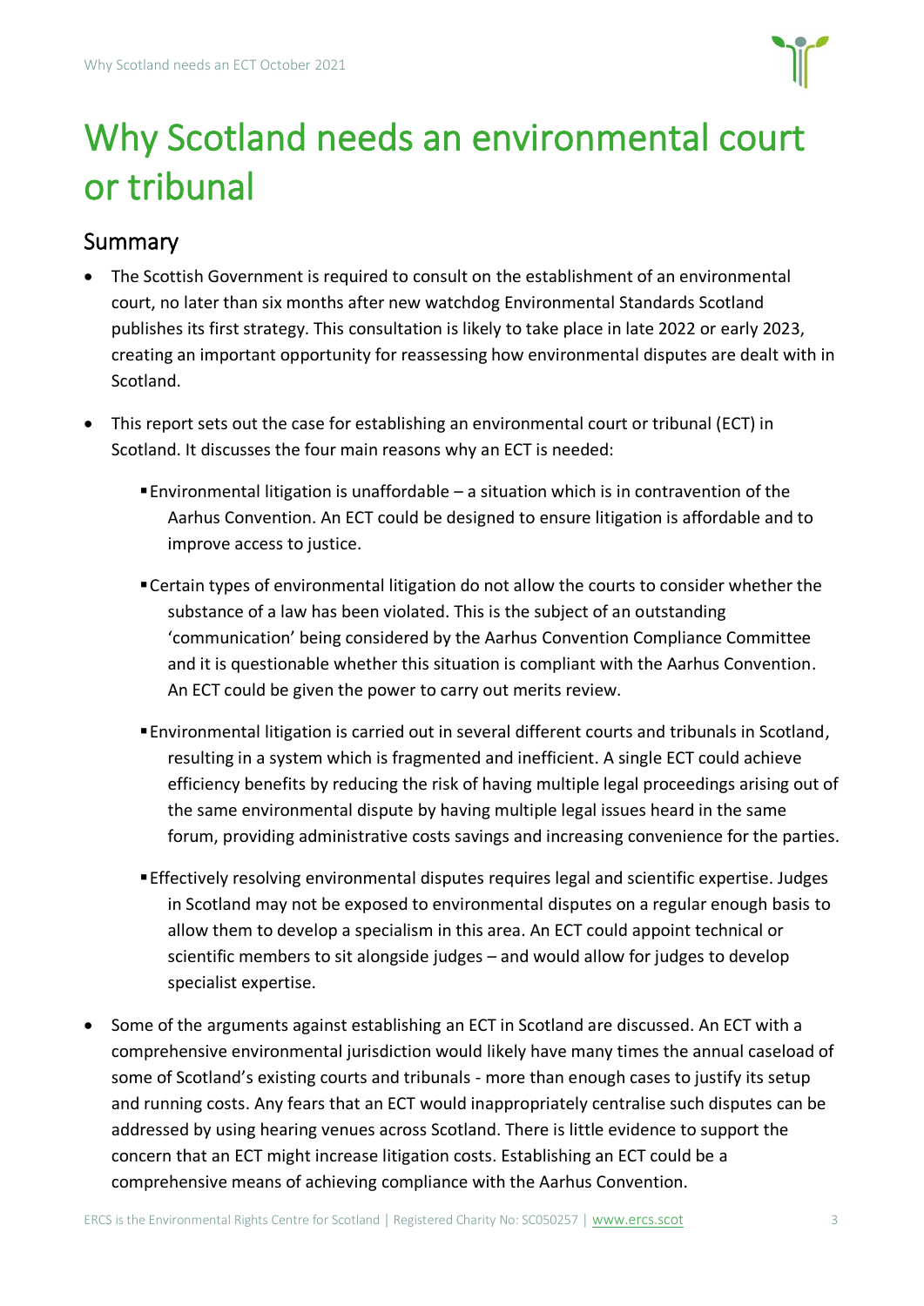# Why Scotland needs an environmental court or tribunal

## Summary

- The Scottish Government is required to consult on the establishment of an environmental court, no later than six months after new watchdog Environmental Standards Scotland publishes its first strategy. This consultation is likely to take place in late 2022 or early 2023, creating an important opportunity for reassessing how environmental disputes are dealt with in Scotland.

- This report sets out the case for establishing an environmental court or tribunal (ECT) in Scotland. It discusses the four main reasons why an ECT is needed:

    - Environmental litigation is unaffordable – a situation which is in contravention of the Aarhus Convention. An ECT could be designed to ensure litigation is affordable and to improve access to justice.

    - Certain types of environmental litigation do not allow the courts to consider whether the substance of a law has been violated. This is the subject of an outstanding 'communication' being considered by the Aarhus Convention Compliance Committee and it is questionable whether this situation is compliant with the Aarhus Convention. An ECT could be given the power to carry out merits review.

    - Environmental litigation is carried out in several different courts and tribunals in Scotland, resulting in a system which is fragmented and inefficient. A single ECT could achieve efficiency benefits by reducing the risk of having multiple legal proceedings arising out of the same environmental dispute by having multiple legal issues heard in the same forum, providing administrative costs savings and increasing convenience for the parties.

    - Effectively resolving environmental disputes requires legal and scientific expertise. Judges in Scotland may not be exposed to environmental disputes on a regular enough basis to allow them to develop a specialism in this area. An ECT could appoint technical or scientific members to sit alongside judges – and would allow for judges to develop specialist expertise.

- Some of the arguments against establishing an ECT in Scotland are discussed. An ECT with a comprehensive environmental jurisdiction would likely have many times the annual caseload of some of Scotland's existing courts and tribunals - more than enough cases to justify its setup and running costs. Any fears that an ECT would inappropriately centralise such disputes can be addressed by using hearing venues across Scotland. There is little evidence to support the concern that an ECT might increase litigation costs. Establishing an ECT could be a comprehensive means of achieving compliance with the Aarhus Convention.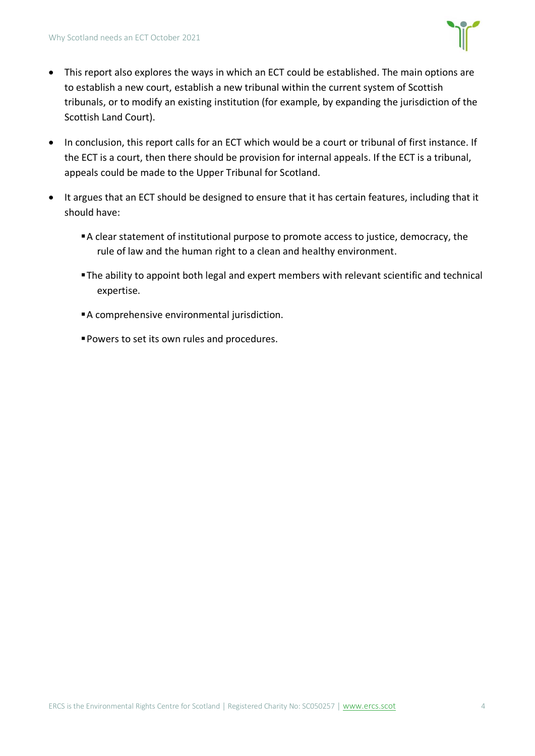- This report also explores the ways in which an ECT could be established. The main options are to establish a new court, establish a new tribunal within the current system of Scottish tribunals, or to modify an existing institution (for example, by expanding the jurisdiction of the Scottish Land Court).
- In conclusion, this report calls for an ECT which would be a court or tribunal of first instance. If the ECT is a court, then there should be provision for internal appeals. If the ECT is a tribunal, appeals could be made to the Upper Tribunal for Scotland.
- It argues that an ECT should be designed to ensure that it has certain features, including that it should have:
  - A clear statement of institutional purpose to promote access to justice, democracy, the rule of law and the human right to a clean and healthy environment.
  - The ability to appoint both legal and expert members with relevant scientific and technical expertise.
  - A comprehensive environmental jurisdiction.
  - Powers to set its own rules and procedures.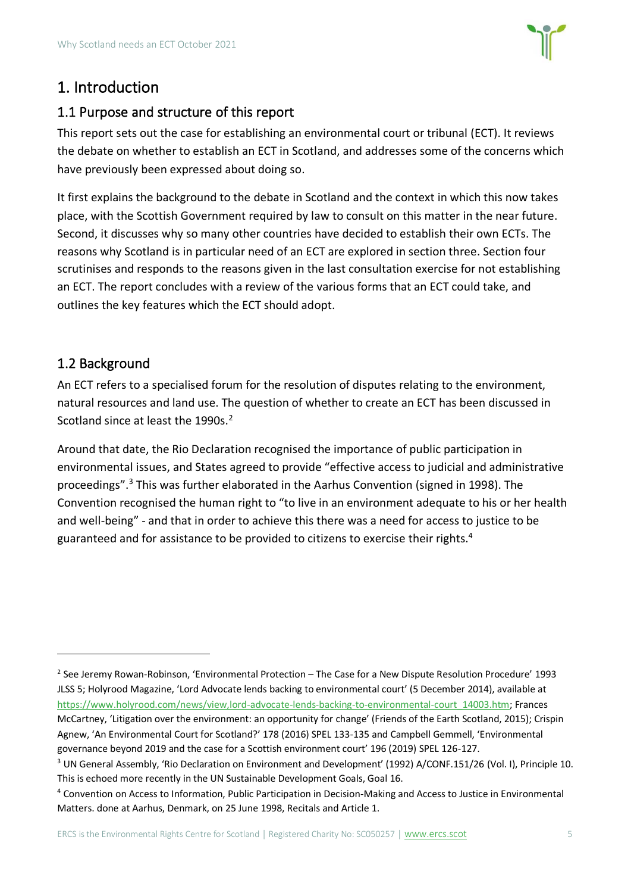# 1. Introduction

## 1.1 Purpose and structure of this report

This report sets out the case for establishing an environmental court or tribunal (ECT). It reviews the debate on whether to establish an ECT in Scotland, and addresses some of the concerns which have previously been expressed about doing so.

It first explains the background to the debate in Scotland and the context in which this now takes place, with the Scottish Government required by law to consult on this matter in the near future. Second, it discusses why so many other countries have decided to establish their own ECTs. The reasons why Scotland is in particular need of an ECT are explored in section three. Section four scrutinises and responds to the reasons given in the last consultation exercise for not establishing an ECT. The report concludes with a review of the various forms that an ECT could take, and outlines the key features which the ECT should adopt.

## 1.2 Background

An ECT refers to a specialised forum for the resolution of disputes relating to the environment, natural resources and land use. The question of whether to create an ECT has been discussed in Scotland since at least the 1990s.[2]

Around that date, the Rio Declaration recognised the importance of public participation in environmental issues, and States agreed to provide "effective access to judicial and administrative proceedings".[3] This was further elaborated in the Aarhus Convention (signed in 1998). The Convention recognised the human right to "to live in an environment adequate to his or her health and well-being" - and that in order to achieve this there was a need for access to justice to be guaranteed and for assistance to be provided to citizens to exercise their rights.[4]

---

[2] See Jeremy Rowan-Robinson, 'Environmental Protection – The Case for a New Dispute Resolution Procedure' 1993 JLSS 5; Holyrood Magazine, 'Lord Advocate lends backing to environmental court' (5 December 2014), available at https://www.holyrood.com/news/view,lord-advocate-lends-backing-to-environmental-court_14003.htm; Frances McCartney, 'Litigation over the environment: an opportunity for change' (Friends of the Earth Scotland, 2015); Crispin Agnew, 'An Environmental Court for Scotland?' 178 (2016) SPEL 133-135 and Campbell Gemmell, 'Environmental governance beyond 2019 and the case for a Scottish environment court' 196 (2019) SPEL 126-127.

[3] UN General Assembly, 'Rio Declaration on Environment and Development' (1992) A/CONF.151/26 (Vol. I), Principle 10. This is echoed more recently in the UN Sustainable Development Goals, Goal 16.

[4] Convention on Access to Information, Public Participation in Decision-Making and Access to Justice in Environmental Matters. done at Aarhus, Denmark, on 25 June 1998, Recitals and Article 1.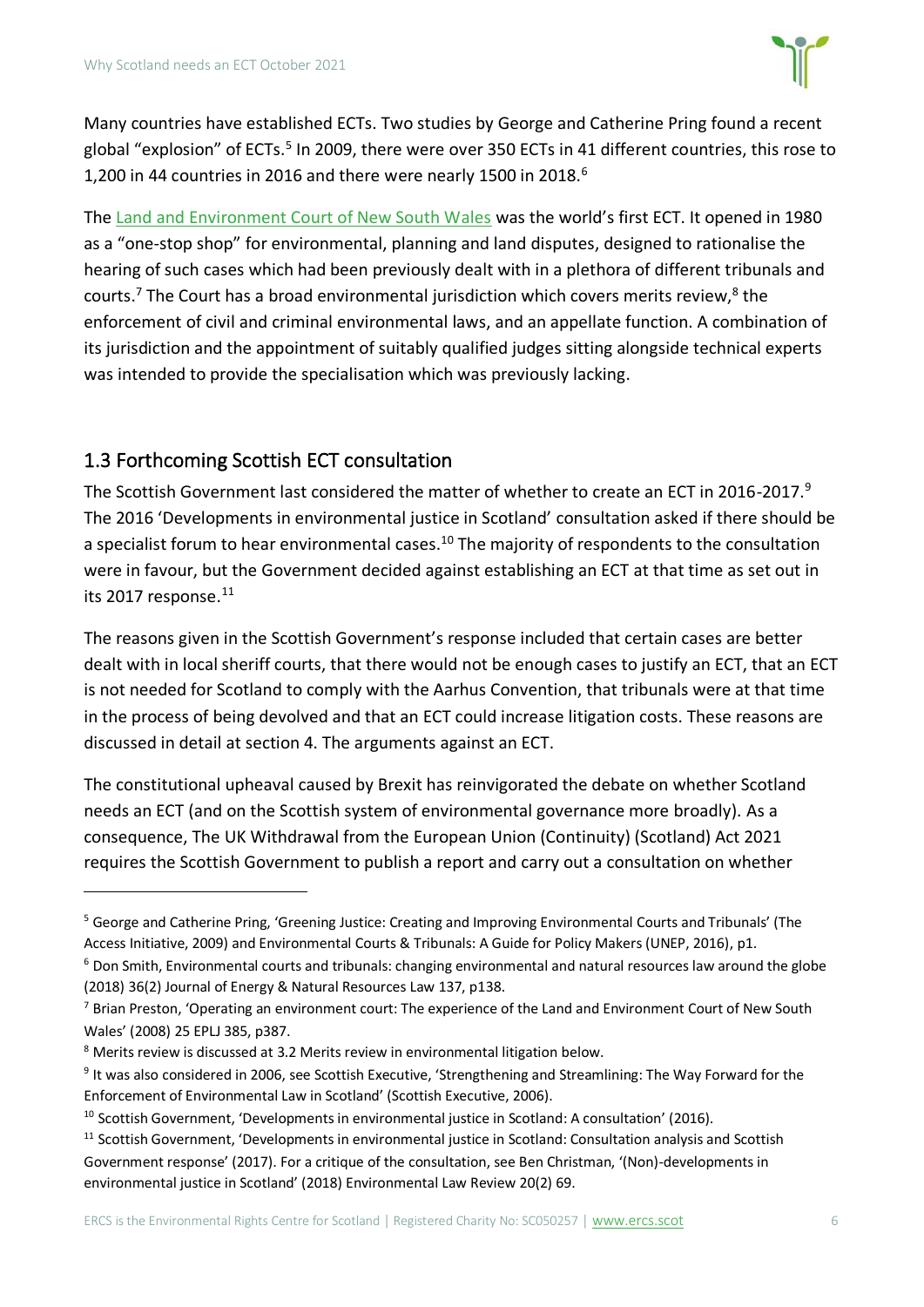Many countries have established ECTs. Two studies by George and Catherine Pring found a recent global "explosion" of ECTs.[5] In 2009, there were over 350 ECTs in 41 different countries, this rose to 1,200 in 44 countries in 2016 and there were nearly 1500 in 2018.[6]

The [Land and Environment Court of New South Wales] was the world's first ECT. It opened in 1980 as a "one-stop shop" for environmental, planning and land disputes, designed to rationalise the hearing of such cases which had been previously dealt with in a plethora of different tribunals and courts.[7] The Court has a broad environmental jurisdiction which covers merits review,[8] the enforcement of civil and criminal environmental laws, and an appellate function. A combination of its jurisdiction and the appointment of suitably qualified judges sitting alongside technical experts was intended to provide the specialisation which was previously lacking.

## 1.3 Forthcoming Scottish ECT consultation

The Scottish Government last considered the matter of whether to create an ECT in 2016-2017.[9] The 2016 'Developments in environmental justice in Scotland' consultation asked if there should be a specialist forum to hear environmental cases.[10] The majority of respondents to the consultation were in favour, but the Government decided against establishing an ECT at that time as set out in its 2017 response.[11]

The reasons given in the Scottish Government's response included that certain cases are better dealt with in local sheriff courts, that there would not be enough cases to justify an ECT, that an ECT is not needed for Scotland to comply with the Aarhus Convention, that tribunals were at that time in the process of being devolved and that an ECT could increase litigation costs. These reasons are discussed in detail at section 4. The arguments against an ECT.

The constitutional upheaval caused by Brexit has reinvigorated the debate on whether Scotland needs an ECT (and on the Scottish system of environmental governance more broadly). As a consequence, The UK Withdrawal from the European Union (Continuity) (Scotland) Act 2021 requires the Scottish Government to publish a report and carry out a consultation on whether

---

[5] George and Catherine Pring, 'Greening Justice: Creating and Improving Environmental Courts and Tribunals' (The Access Initiative, 2009) and Environmental Courts & Tribunals: A Guide for Policy Makers (UNEP, 2016), p1.

[6] Don Smith, Environmental courts and tribunals: changing environmental and natural resources law around the globe (2018) 36(2) Journal of Energy & Natural Resources Law 137, p138.

[7] Brian Preston, 'Operating an environment court: The experience of the Land and Environment Court of New South Wales' (2008) 25 EPLJ 385, p387.

[8] Merits review is discussed at 3.2 Merits review in environmental litigation below.

[9] It was also considered in 2006, see Scottish Executive, 'Strengthening and Streamlining: The Way Forward for the Enforcement of Environmental Law in Scotland' (Scottish Executive, 2006).

[10] Scottish Government, 'Developments in environmental justice in Scotland: A consultation' (2016).

[11] Scottish Government, 'Developments in environmental justice in Scotland: Consultation analysis and Scottish Government response' (2017). For a critique of the consultation, see Ben Christman, '(Non)-developments in environmental justice in Scotland' (2018) Environmental Law Review 20(2) 69.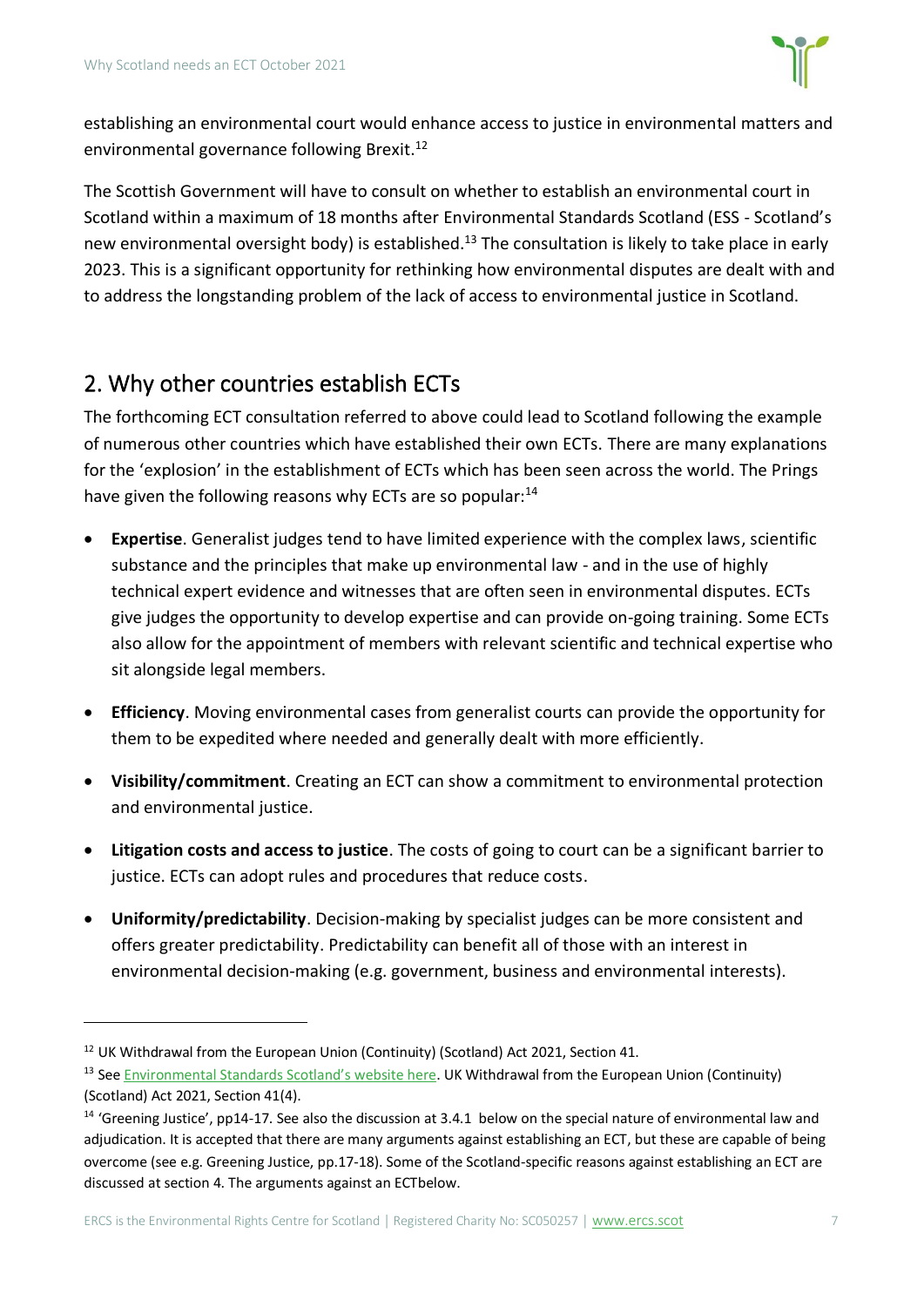establishing an environmental court would enhance access to justice in environmental matters and environmental governance following Brexit.[12]

The Scottish Government will have to consult on whether to establish an environmental court in Scotland within a maximum of 18 months after Environmental Standards Scotland (ESS - Scotland's new environmental oversight body) is established.[13] The consultation is likely to take place in early 2023. This is a significant opportunity for rethinking how environmental disputes are dealt with and to address the longstanding problem of the lack of access to environmental justice in Scotland.

## 2. Why other countries establish ECTs

The forthcoming ECT consultation referred to above could lead to Scotland following the example of numerous other countries which have established their own ECTs. There are many explanations for the 'explosion' in the establishment of ECTs which has been seen across the world. The Prings have given the following reasons why ECTs are so popular:[14]

- **Expertise**. Generalist judges tend to have limited experience with the complex laws, scientific substance and the principles that make up environmental law - and in the use of highly technical expert evidence and witnesses that are often seen in environmental disputes. ECTs give judges the opportunity to develop expertise and can provide on-going training. Some ECTs also allow for the appointment of members with relevant scientific and technical expertise who sit alongside legal members.
- **Efficiency**. Moving environmental cases from generalist courts can provide the opportunity for them to be expedited where needed and generally dealt with more efficiently.
- **Visibility/commitment**. Creating an ECT can show a commitment to environmental protection and environmental justice.
- **Litigation costs and access to justice**. The costs of going to court can be a significant barrier to justice. ECTs can adopt rules and procedures that reduce costs.
- **Uniformity/predictability**. Decision-making by specialist judges can be more consistent and offers greater predictability. Predictability can benefit all of those with an interest in environmental decision-making (e.g. government, business and environmental interests).

---

[12] UK Withdrawal from the European Union (Continuity) (Scotland) Act 2021, Section 41.

[13] See Environmental Standards Scotland's website here. UK Withdrawal from the European Union (Continuity) (Scotland) Act 2021, Section 41(4).

[14] 'Greening Justice', pp14-17. See also the discussion at 3.4.1 below on the special nature of environmental law and adjudication. It is accepted that there are many arguments against establishing an ECT, but these are capable of being overcome (see e.g. Greening Justice, pp.17-18). Some of the Scotland-specific reasons against establishing an ECT are discussed at section 4. The arguments against an ECTbelow.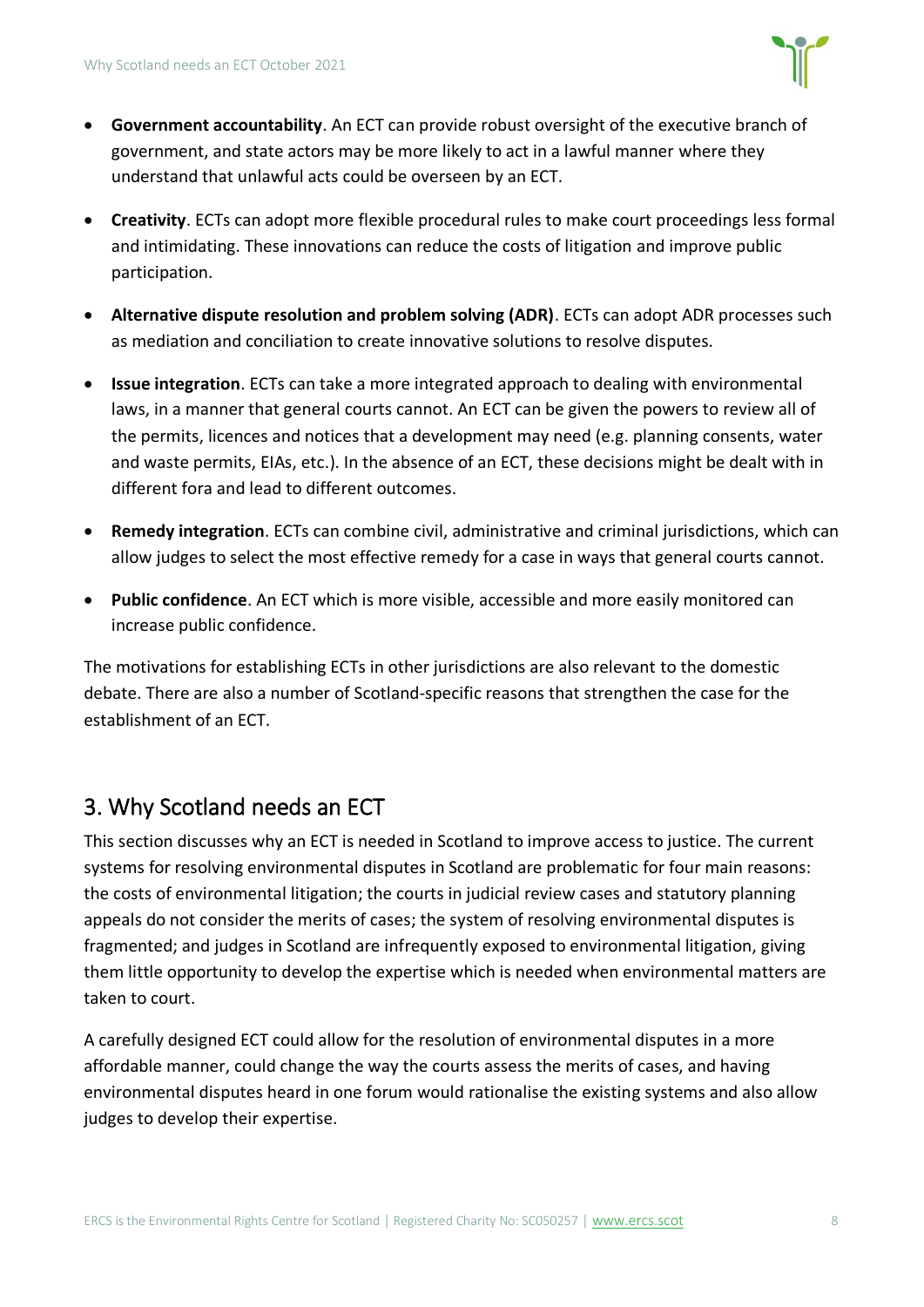- **Government accountability**. An ECT can provide robust oversight of the executive branch of government, and state actors may be more likely to act in a lawful manner where they understand that unlawful acts could be overseen by an ECT.
- **Creativity**. ECTs can adopt more flexible procedural rules to make court proceedings less formal and intimidating. These innovations can reduce the costs of litigation and improve public participation.
- **Alternative dispute resolution and problem solving (ADR)**. ECTs can adopt ADR processes such as mediation and conciliation to create innovative solutions to resolve disputes.
- **Issue integration**. ECTs can take a more integrated approach to dealing with environmental laws, in a manner that general courts cannot. An ECT can be given the powers to review all of the permits, licences and notices that a development may need (e.g. planning consents, water and waste permits, EIAs, etc.). In the absence of an ECT, these decisions might be dealt with in different fora and lead to different outcomes.
- **Remedy integration**. ECTs can combine civil, administrative and criminal jurisdictions, which can allow judges to select the most effective remedy for a case in ways that general courts cannot.
- **Public confidence**. An ECT which is more visible, accessible and more easily monitored can increase public confidence.

The motivations for establishing ECTs in other jurisdictions are also relevant to the domestic debate. There are also a number of Scotland-specific reasons that strengthen the case for the establishment of an ECT.

## 3. Why Scotland needs an ECT

This section discusses why an ECT is needed in Scotland to improve access to justice. The current systems for resolving environmental disputes in Scotland are problematic for four main reasons: the costs of environmental litigation; the courts in judicial review cases and statutory planning appeals do not consider the merits of cases; the system of resolving environmental disputes is fragmented; and judges in Scotland are infrequently exposed to environmental litigation, giving them little opportunity to develop the expertise which is needed when environmental matters are taken to court.

A carefully designed ECT could allow for the resolution of environmental disputes in a more affordable manner, could change the way the courts assess the merits of cases, and having environmental disputes heard in one forum would rationalise the existing systems and also allow judges to develop their expertise.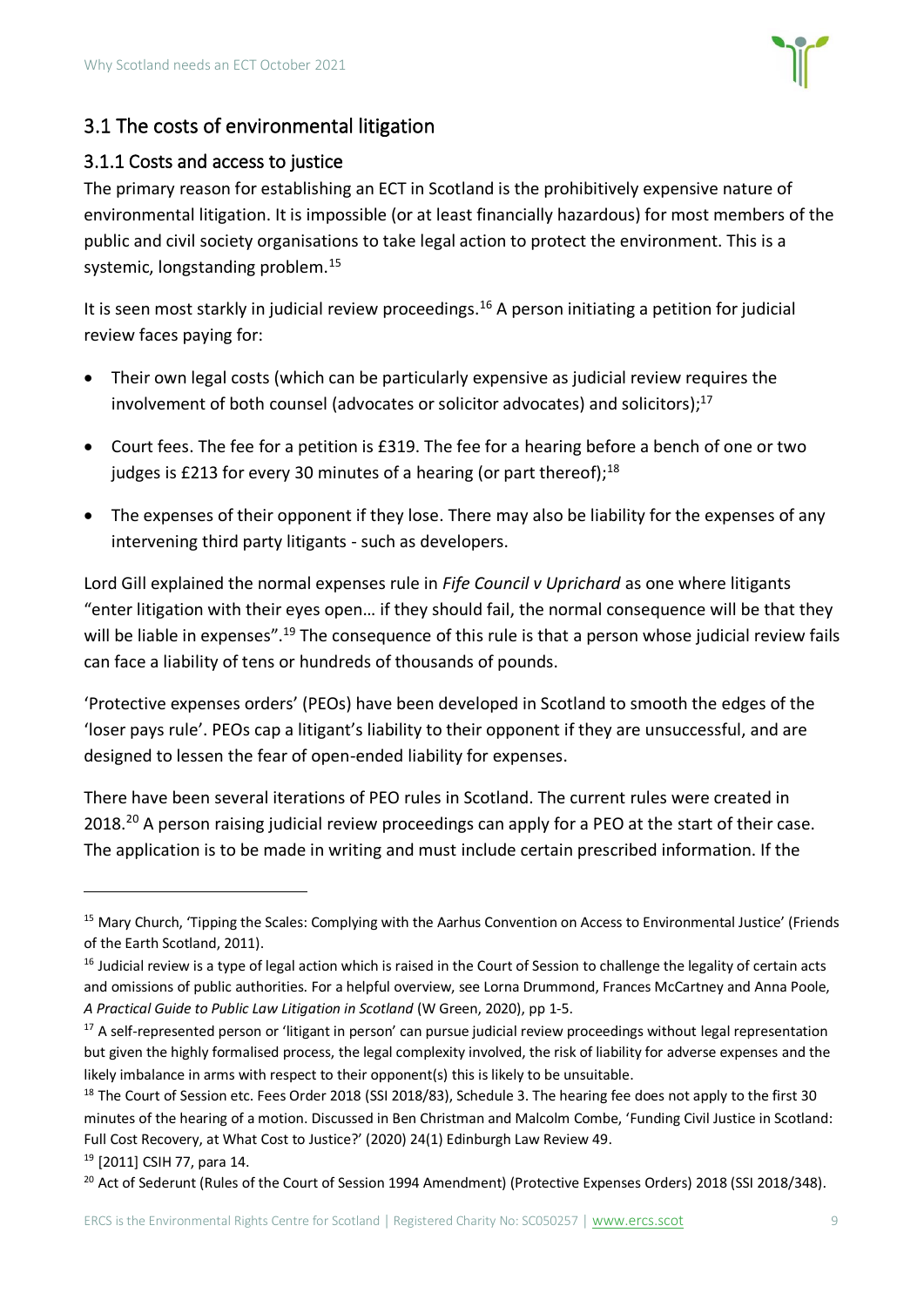## 3.1 The costs of environmental litigation

### 3.1.1 Costs and access to justice

The primary reason for establishing an ECT in Scotland is the prohibitively expensive nature of environmental litigation. It is impossible (or at least financially hazardous) for most members of the public and civil society organisations to take legal action to protect the environment. This is a systemic, longstanding problem.[15]

It is seen most starkly in judicial review proceedings.[16] A person initiating a petition for judicial review faces paying for:

- Their own legal costs (which can be particularly expensive as judicial review requires the involvement of both counsel (advocates or solicitor advocates) and solicitors);[17]
- Court fees. The fee for a petition is £319. The fee for a hearing before a bench of one or two judges is £213 for every 30 minutes of a hearing (or part thereof);[18]
- The expenses of their opponent if they lose. There may also be liability for the expenses of any intervening third party litigants - such as developers.

Lord Gill explained the normal expenses rule in *Fife Council v Uprichard* as one where litigants "enter litigation with their eyes open… if they should fail, the normal consequence will be that they will be liable in expenses".[19] The consequence of this rule is that a person whose judicial review fails can face a liability of tens or hundreds of thousands of pounds.

'Protective expenses orders' (PEOs) have been developed in Scotland to smooth the edges of the 'loser pays rule'. PEOs cap a litigant's liability to their opponent if they are unsuccessful, and are designed to lessen the fear of open-ended liability for expenses.

There have been several iterations of PEO rules in Scotland. The current rules were created in 2018.[20] A person raising judicial review proceedings can apply for a PEO at the start of their case. The application is to be made in writing and must include certain prescribed information. If the

---

[15] Mary Church, 'Tipping the Scales: Complying with the Aarhus Convention on Access to Environmental Justice' (Friends of the Earth Scotland, 2011).

[16] Judicial review is a type of legal action which is raised in the Court of Session to challenge the legality of certain acts and omissions of public authorities. For a helpful overview, see Lorna Drummond, Frances McCartney and Anna Poole, *A Practical Guide to Public Law Litigation in Scotland* (W Green, 2020), pp 1-5.

[17] A self-represented person or 'litigant in person' can pursue judicial review proceedings without legal representation but given the highly formalised process, the legal complexity involved, the risk of liability for adverse expenses and the likely imbalance in arms with respect to their opponent(s) this is likely to be unsuitable.

[18] The Court of Session etc. Fees Order 2018 (SSI 2018/83), Schedule 3. The hearing fee does not apply to the first 30 minutes of the hearing of a motion. Discussed in Ben Christman and Malcolm Combe, 'Funding Civil Justice in Scotland: Full Cost Recovery, at What Cost to Justice?' (2020) 24(1) Edinburgh Law Review 49.

[19] [2011] CSIH 77, para 14.

[20] Act of Sederunt (Rules of the Court of Session 1994 Amendment) (Protective Expenses Orders) 2018 (SSI 2018/348).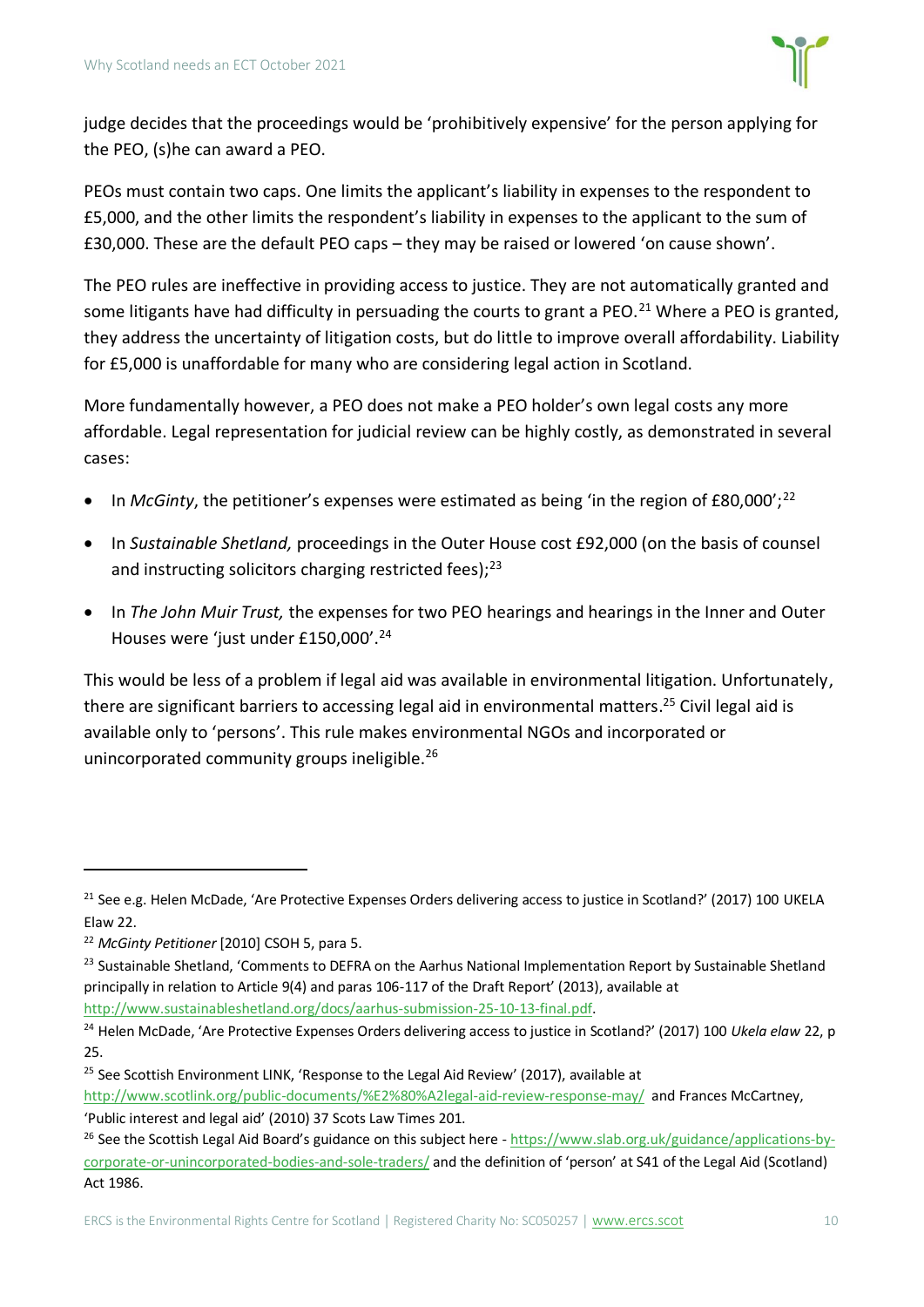judge decides that the proceedings would be 'prohibitively expensive' for the person applying for the PEO, (s)he can award a PEO.

PEOs must contain two caps. One limits the applicant's liability in expenses to the respondent to £5,000, and the other limits the respondent's liability in expenses to the applicant to the sum of £30,000. These are the default PEO caps – they may be raised or lowered 'on cause shown'.

The PEO rules are ineffective in providing access to justice. They are not automatically granted and some litigants have had difficulty in persuading the courts to grant a PEO.[21] Where a PEO is granted, they address the uncertainty of litigation costs, but do little to improve overall affordability. Liability for £5,000 is unaffordable for many who are considering legal action in Scotland.

More fundamentally however, a PEO does not make a PEO holder's own legal costs any more affordable. Legal representation for judicial review can be highly costly, as demonstrated in several cases:

- In *McGinty*, the petitioner's expenses were estimated as being 'in the region of £80,000';[22]
- In *Sustainable Shetland,* proceedings in the Outer House cost £92,000 (on the basis of counsel and instructing solicitors charging restricted fees);[23]
- In *The John Muir Trust,* the expenses for two PEO hearings and hearings in the Inner and Outer Houses were 'just under £150,000'.[24]

This would be less of a problem if legal aid was available in environmental litigation. Unfortunately, there are significant barriers to accessing legal aid in environmental matters.[25] Civil legal aid is available only to 'persons'. This rule makes environmental NGOs and incorporated or unincorporated community groups ineligible.[26]

---

[21] See e.g. Helen McDade, 'Are Protective Expenses Orders delivering access to justice in Scotland?' (2017) 100 UKELA Elaw 22.

[22] *McGinty Petitioner* [2010] CSOH 5, para 5.

[23] Sustainable Shetland, 'Comments to DEFRA on the Aarhus National Implementation Report by Sustainable Shetland principally in relation to Article 9(4) and paras 106-117 of the Draft Report' (2013), available at http://www.sustainableshetland.org/docs/aarhus-submission-25-10-13-final.pdf.

[24] Helen McDade, 'Are Protective Expenses Orders delivering access to justice in Scotland?' (2017) 100 *Ukela elaw* 22, p 25.

[25] See Scottish Environment LINK, 'Response to the Legal Aid Review' (2017), available at http://www.scotlink.org/public-documents/%E2%80%A2legal-aid-review-response-may/ and Frances McCartney, 'Public interest and legal aid' (2010) 37 Scots Law Times 201.

[26] See the Scottish Legal Aid Board's guidance on this subject here - https://www.slab.org.uk/guidance/applications-by-corporate-or-unincorporated-bodies-and-sole-traders/ and the definition of 'person' at S41 of the Legal Aid (Scotland) Act 1986.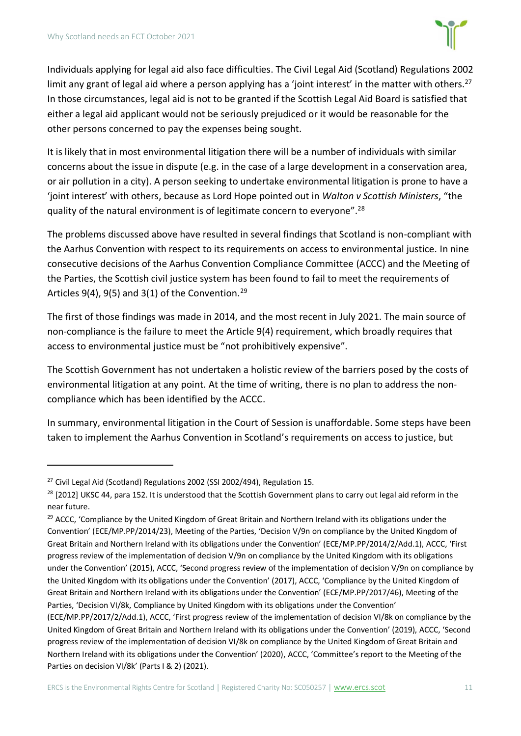Individuals applying for legal aid also face difficulties. The Civil Legal Aid (Scotland) Regulations 2002 limit any grant of legal aid where a person applying has a 'joint interest' in the matter with others.[27] In those circumstances, legal aid is not to be granted if the Scottish Legal Aid Board is satisfied that either a legal aid applicant would not be seriously prejudiced or it would be reasonable for the other persons concerned to pay the expenses being sought.

It is likely that in most environmental litigation there will be a number of individuals with similar concerns about the issue in dispute (e.g. in the case of a large development in a conservation area, or air pollution in a city). A person seeking to undertake environmental litigation is prone to have a 'joint interest' with others, because as Lord Hope pointed out in *Walton v Scottish Ministers*, "the quality of the natural environment is of legitimate concern to everyone".[28]

The problems discussed above have resulted in several findings that Scotland is non-compliant with the Aarhus Convention with respect to its requirements on access to environmental justice. In nine consecutive decisions of the Aarhus Convention Compliance Committee (ACCC) and the Meeting of the Parties, the Scottish civil justice system has been found to fail to meet the requirements of Articles 9(4), 9(5) and 3(1) of the Convention.[29]

The first of those findings was made in 2014, and the most recent in July 2021. The main source of non-compliance is the failure to meet the Article 9(4) requirement, which broadly requires that access to environmental justice must be "not prohibitively expensive".

The Scottish Government has not undertaken a holistic review of the barriers posed by the costs of environmental litigation at any point. At the time of writing, there is no plan to address the non-compliance which has been identified by the ACCC.

In summary, environmental litigation in the Court of Session is unaffordable. Some steps have been taken to implement the Aarhus Convention in Scotland's requirements on access to justice, but

---

[27] Civil Legal Aid (Scotland) Regulations 2002 (SSI 2002/494), Regulation 15.

[28] [2012] UKSC 44, para 152. It is understood that the Scottish Government plans to carry out legal aid reform in the near future.

[29] ACCC, 'Compliance by the United Kingdom of Great Britain and Northern Ireland with its obligations under the Convention' (ECE/MP.PP/2014/23), Meeting of the Parties, 'Decision V/9n on compliance by the United Kingdom of Great Britain and Northern Ireland with its obligations under the Convention' (ECE/MP.PP/2014/2/Add.1), ACCC, 'First progress review of the implementation of decision V/9n on compliance by the United Kingdom with its obligations under the Convention' (2015), ACCC, 'Second progress review of the implementation of decision V/9n on compliance by the United Kingdom with its obligations under the Convention' (2017), ACCC, 'Compliance by the United Kingdom of Great Britain and Northern Ireland with its obligations under the Convention' (ECE/MP.PP/2017/46), Meeting of the Parties, 'Decision VI/8k, Compliance by United Kingdom with its obligations under the Convention' (ECE/MP.PP/2017/2/Add.1), ACCC, 'First progress review of the implementation of decision VI/8k on compliance by the United Kingdom of Great Britain and Northern Ireland with its obligations under the Convention' (2019), ACCC, 'Second progress review of the implementation of decision VI/8k on compliance by the United Kingdom of Great Britain and Northern Ireland with its obligations under the Convention' (2020), ACCC, 'Committee's report to the Meeting of the Parties on decision VI/8k' (Parts I & 2) (2021).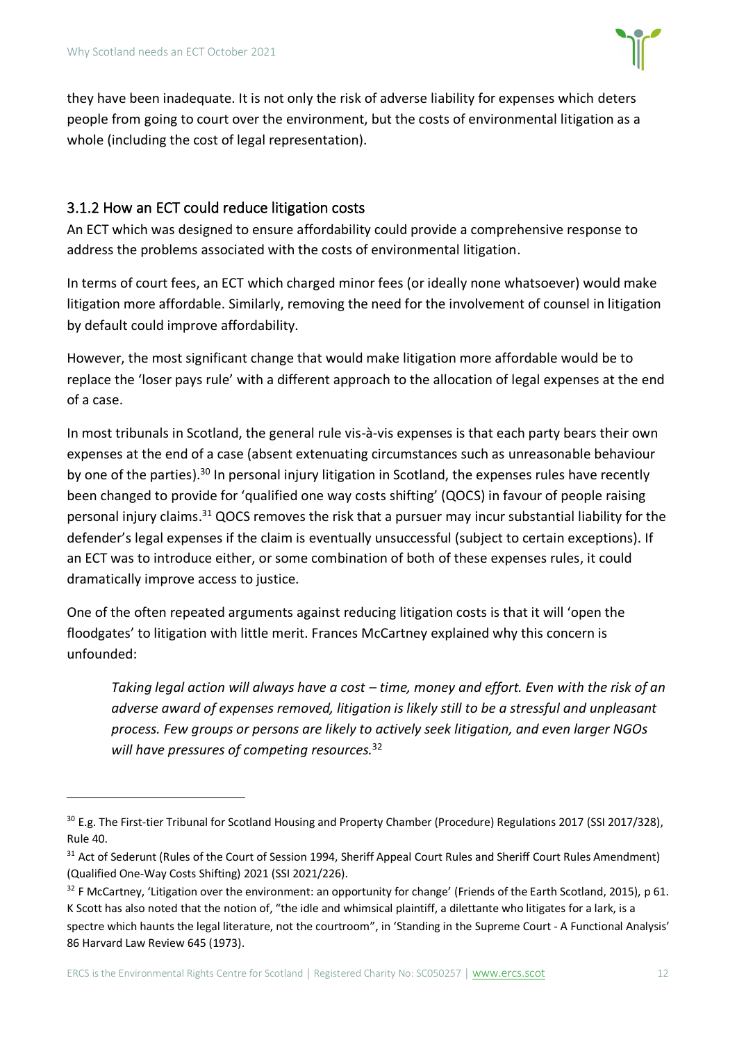they have been inadequate. It is not only the risk of adverse liability for expenses which deters people from going to court over the environment, but the costs of environmental litigation as a whole (including the cost of legal representation).

### 3.1.2 How an ECT could reduce litigation costs

An ECT which was designed to ensure affordability could provide a comprehensive response to address the problems associated with the costs of environmental litigation.

In terms of court fees, an ECT which charged minor fees (or ideally none whatsoever) would make litigation more affordable. Similarly, removing the need for the involvement of counsel in litigation by default could improve affordability.

However, the most significant change that would make litigation more affordable would be to replace the 'loser pays rule' with a different approach to the allocation of legal expenses at the end of a case.

In most tribunals in Scotland, the general rule vis-à-vis expenses is that each party bears their own expenses at the end of a case (absent extenuating circumstances such as unreasonable behaviour by one of the parties).[30] In personal injury litigation in Scotland, the expenses rules have recently been changed to provide for 'qualified one way costs shifting' (QOCS) in favour of people raising personal injury claims.[31] QOCS removes the risk that a pursuer may incur substantial liability for the defender's legal expenses if the claim is eventually unsuccessful (subject to certain exceptions). If an ECT was to introduce either, or some combination of both of these expenses rules, it could dramatically improve access to justice.

One of the often repeated arguments against reducing litigation costs is that it will 'open the floodgates' to litigation with little merit. Frances McCartney explained why this concern is unfounded:

> *Taking legal action will always have a cost – time, money and effort. Even with the risk of an adverse award of expenses removed, litigation is likely still to be a stressful and unpleasant process. Few groups or persons are likely to actively seek litigation, and even larger NGOs will have pressures of competing resources.*[32]

---

[30] E.g. The First-tier Tribunal for Scotland Housing and Property Chamber (Procedure) Regulations 2017 (SSI 2017/328), Rule 40.

[31] Act of Sederunt (Rules of the Court of Session 1994, Sheriff Appeal Court Rules and Sheriff Court Rules Amendment) (Qualified One-Way Costs Shifting) 2021 (SSI 2021/226).

[32] F McCartney, 'Litigation over the environment: an opportunity for change' (Friends of the Earth Scotland, 2015), p 61. K Scott has also noted that the notion of, "the idle and whimsical plaintiff, a dilettante who litigates for a lark, is a spectre which haunts the legal literature, not the courtroom", in 'Standing in the Supreme Court - A Functional Analysis' 86 Harvard Law Review 645 (1973).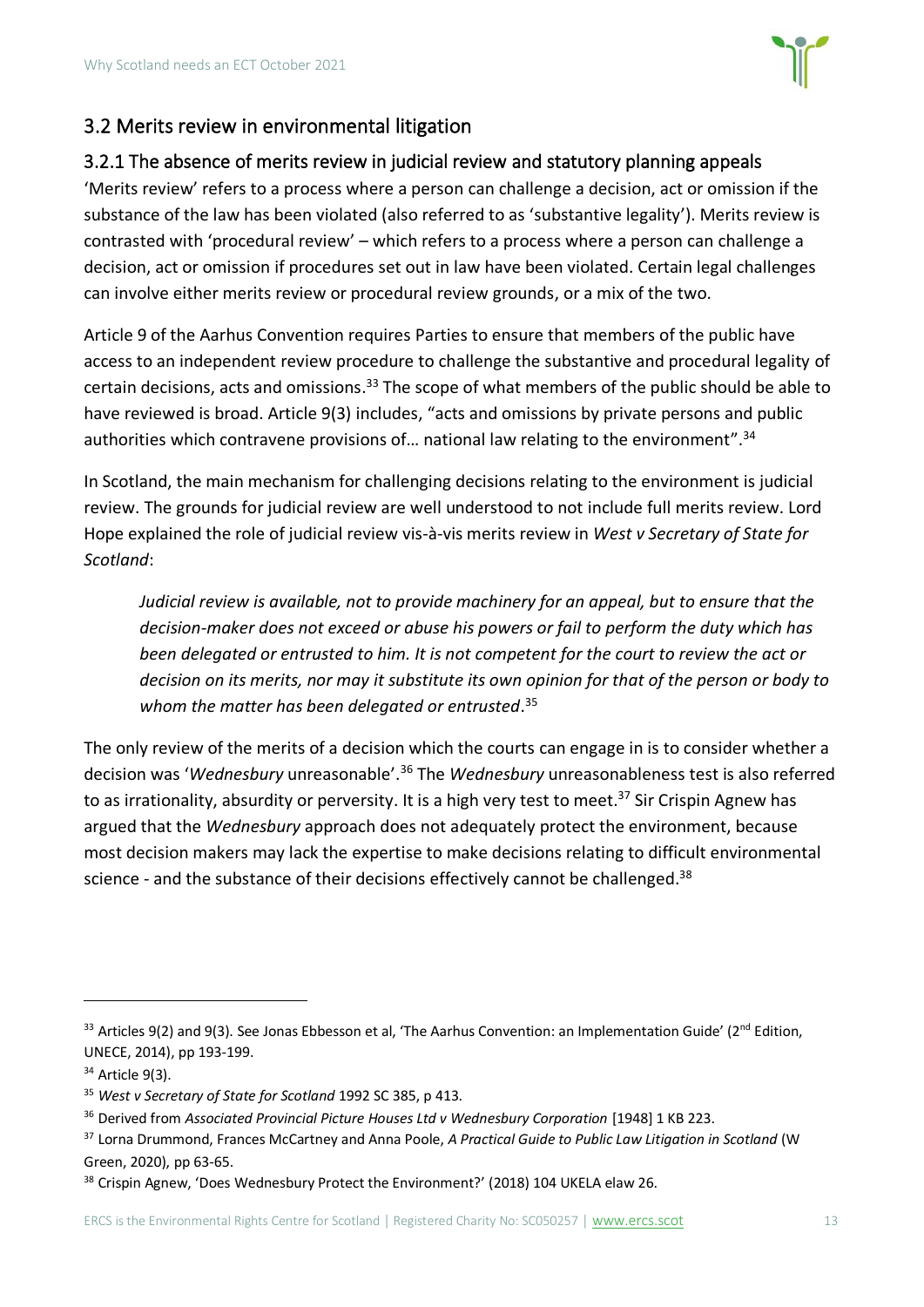## 3.2 Merits review in environmental litigation

### 3.2.1 The absence of merits review in judicial review and statutory planning appeals

'Merits review' refers to a process where a person can challenge a decision, act or omission if the substance of the law has been violated (also referred to as 'substantive legality'). Merits review is contrasted with 'procedural review' – which refers to a process where a person can challenge a decision, act or omission if procedures set out in law have been violated. Certain legal challenges can involve either merits review or procedural review grounds, or a mix of the two.

Article 9 of the Aarhus Convention requires Parties to ensure that members of the public have access to an independent review procedure to challenge the substantive and procedural legality of certain decisions, acts and omissions.[33] The scope of what members of the public should be able to have reviewed is broad. Article 9(3) includes, "acts and omissions by private persons and public authorities which contravene provisions of… national law relating to the environment".[34]

In Scotland, the main mechanism for challenging decisions relating to the environment is judicial review. The grounds for judicial review are well understood to not include full merits review. Lord Hope explained the role of judicial review vis-à-vis merits review in *West v Secretary of State for Scotland*:

> *Judicial review is available, not to provide machinery for an appeal, but to ensure that the decision-maker does not exceed or abuse his powers or fail to perform the duty which has been delegated or entrusted to him. It is not competent for the court to review the act or decision on its merits, nor may it substitute its own opinion for that of the person or body to whom the matter has been delegated or entrusted*.[35]

The only review of the merits of a decision which the courts can engage in is to consider whether a decision was '*Wednesbury* unreasonable'.[36] The *Wednesbury* unreasonableness test is also referred to as irrationality, absurdity or perversity. It is a high very test to meet.[37] Sir Crispin Agnew has argued that the *Wednesbury* approach does not adequately protect the environment, because most decision makers may lack the expertise to make decisions relating to difficult environmental science - and the substance of their decisions effectively cannot be challenged.[38]

---

[33] Articles 9(2) and 9(3). See Jonas Ebbesson et al, 'The Aarhus Convention: an Implementation Guide' (2nd Edition, UNECE, 2014), pp 193-199.

[34] Article 9(3).

[35] *West v Secretary of State for Scotland* 1992 SC 385, p 413.

[36] Derived from *Associated Provincial Picture Houses Ltd v Wednesbury Corporation* [1948] 1 KB 223.

[37] Lorna Drummond, Frances McCartney and Anna Poole, *A Practical Guide to Public Law Litigation in Scotland* (W Green, 2020), pp 63-65.

[38] Crispin Agnew, 'Does Wednesbury Protect the Environment?' (2018) 104 UKELA elaw 26.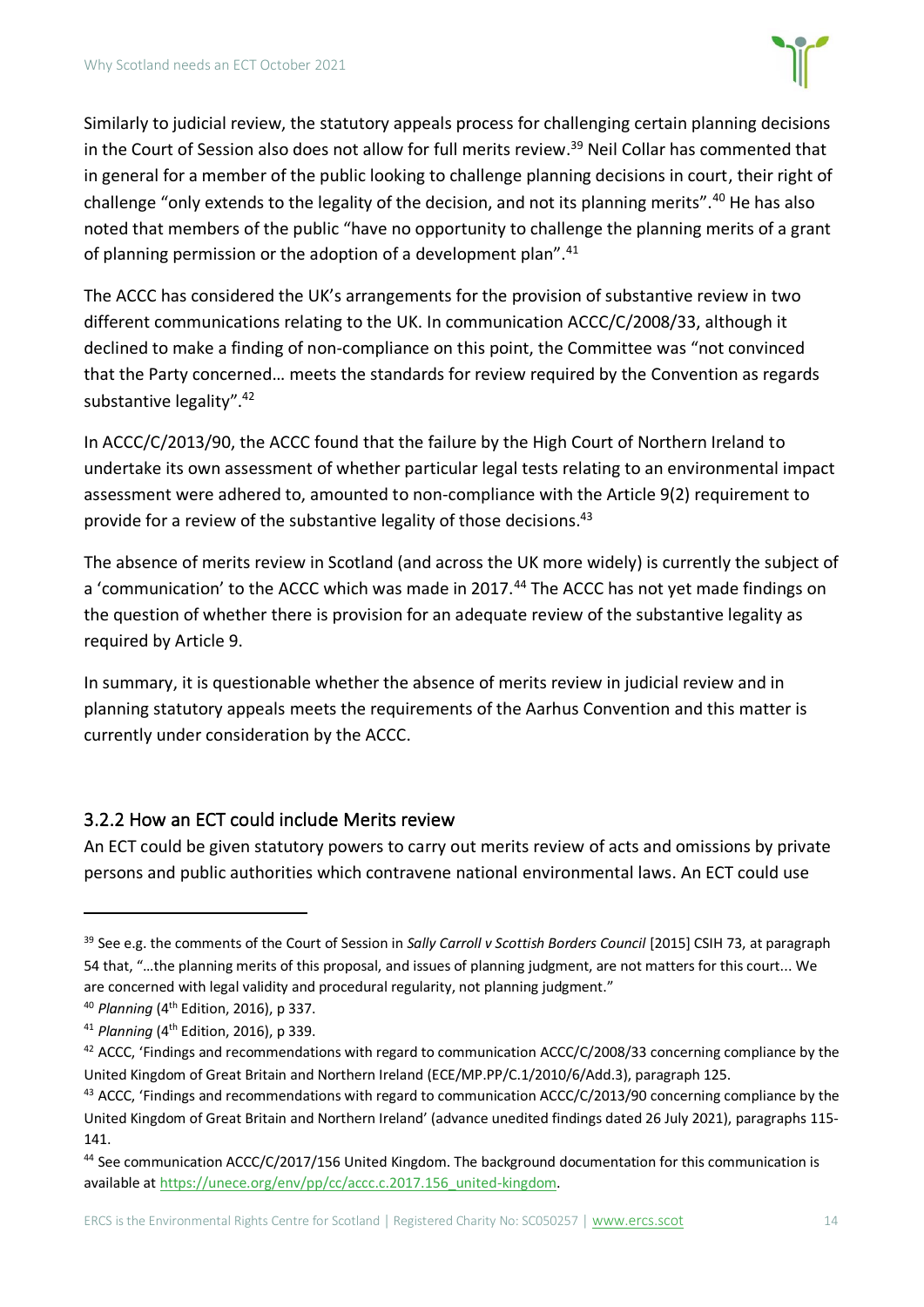Similarly to judicial review, the statutory appeals process for challenging certain planning decisions in the Court of Session also does not allow for full merits review.[39] Neil Collar has commented that in general for a member of the public looking to challenge planning decisions in court, their right of challenge "only extends to the legality of the decision, and not its planning merits".[40] He has also noted that members of the public "have no opportunity to challenge the planning merits of a grant of planning permission or the adoption of a development plan".[41]

The ACCC has considered the UK's arrangements for the provision of substantive review in two different communications relating to the UK. In communication ACCC/C/2008/33, although it declined to make a finding of non-compliance on this point, the Committee was "not convinced that the Party concerned… meets the standards for review required by the Convention as regards substantive legality".[42]

In ACCC/C/2013/90, the ACCC found that the failure by the High Court of Northern Ireland to undertake its own assessment of whether particular legal tests relating to an environmental impact assessment were adhered to, amounted to non-compliance with the Article 9(2) requirement to provide for a review of the substantive legality of those decisions.[43]

The absence of merits review in Scotland (and across the UK more widely) is currently the subject of a 'communication' to the ACCC which was made in 2017.[44] The ACCC has not yet made findings on the question of whether there is provision for an adequate review of the substantive legality as required by Article 9.

In summary, it is questionable whether the absence of merits review in judicial review and in planning statutory appeals meets the requirements of the Aarhus Convention and this matter is currently under consideration by the ACCC.

### 3.2.2 How an ECT could include Merits review

An ECT could be given statutory powers to carry out merits review of acts and omissions by private persons and public authorities which contravene national environmental laws. An ECT could use

---

[39] See e.g. the comments of the Court of Session in *Sally Carroll v Scottish Borders Council* [2015] CSIH 73, at paragraph 54 that, "…the planning merits of this proposal, and issues of planning judgment, are not matters for this court... We are concerned with legal validity and procedural regularity, not planning judgment."

[40] *Planning* (4th Edition, 2016), p 337.

[41] *Planning* (4th Edition, 2016), p 339.

[42] ACCC, 'Findings and recommendations with regard to communication ACCC/C/2008/33 concerning compliance by the United Kingdom of Great Britain and Northern Ireland (ECE/MP.PP/C.1/2010/6/Add.3), paragraph 125.

[43] ACCC, 'Findings and recommendations with regard to communication ACCC/C/2013/90 concerning compliance by the United Kingdom of Great Britain and Northern Ireland' (advance unedited findings dated 26 July 2021), paragraphs 115-141.

[44] See communication ACCC/C/2017/156 United Kingdom. The background documentation for this communication is available at https://unece.org/env/pp/cc/accc.c.2017.156_united-kingdom.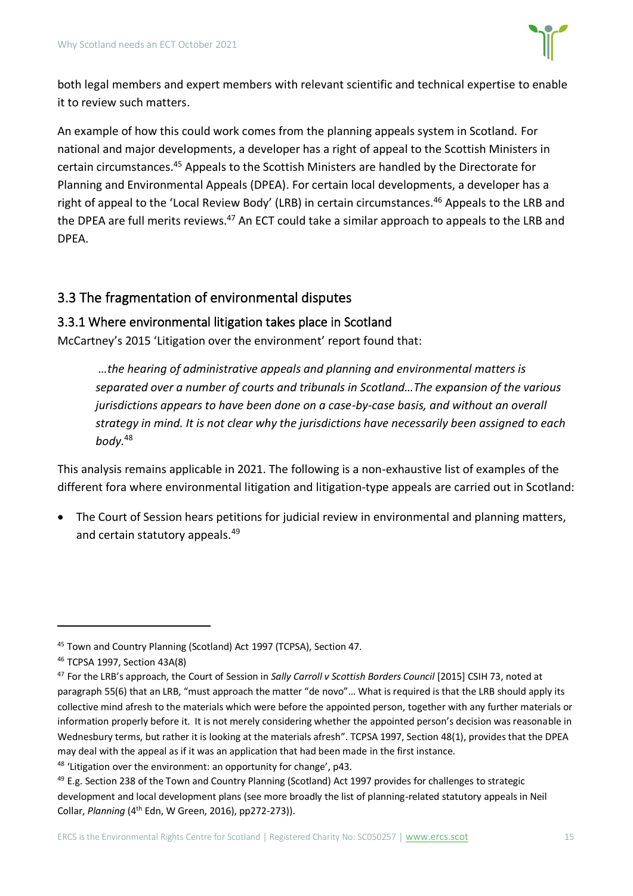both legal members and expert members with relevant scientific and technical expertise to enable it to review such matters.

An example of how this could work comes from the planning appeals system in Scotland. For national and major developments, a developer has a right of appeal to the Scottish Ministers in certain circumstances.[45] Appeals to the Scottish Ministers are handled by the Directorate for Planning and Environmental Appeals (DPEA). For certain local developments, a developer has a right of appeal to the 'Local Review Body' (LRB) in certain circumstances.[46] Appeals to the LRB and the DPEA are full merits reviews.[47] An ECT could take a similar approach to appeals to the LRB and DPEA.

## 3.3 The fragmentation of environmental disputes

### 3.3.1 Where environmental litigation takes place in Scotland

McCartney's 2015 'Litigation over the environment' report found that:

> *…the hearing of administrative appeals and planning and environmental matters is separated over a number of courts and tribunals in Scotland…The expansion of the various jurisdictions appears to have been done on a case-by-case basis, and without an overall strategy in mind. It is not clear why the jurisdictions have necessarily been assigned to each body.*[48]

This analysis remains applicable in 2021. The following is a non-exhaustive list of examples of the different fora where environmental litigation and litigation-type appeals are carried out in Scotland:

- The Court of Session hears petitions for judicial review in environmental and planning matters, and certain statutory appeals.[49]

---

[45] Town and Country Planning (Scotland) Act 1997 (TCPSA), Section 47.

[46] TCPSA 1997, Section 43A(8)

[47] For the LRB's approach, the Court of Session in *Sally Carroll v Scottish Borders Council* [2015] CSIH 73, noted at paragraph 55(6) that an LRB, "must approach the matter "de novo"… What is required is that the LRB should apply its collective mind afresh to the materials which were before the appointed person, together with any further materials or information properly before it. It is not merely considering whether the appointed person's decision was reasonable in Wednesbury terms, but rather it is looking at the materials afresh". TCPSA 1997, Section 48(1), provides that the DPEA may deal with the appeal as if it was an application that had been made in the first instance.

[48] 'Litigation over the environment: an opportunity for change', p43.

[49] E.g. Section 238 of the Town and Country Planning (Scotland) Act 1997 provides for challenges to strategic development and local development plans (see more broadly the list of planning-related statutory appeals in Neil Collar, *Planning* (4th Edn, W Green, 2016), pp272-273)).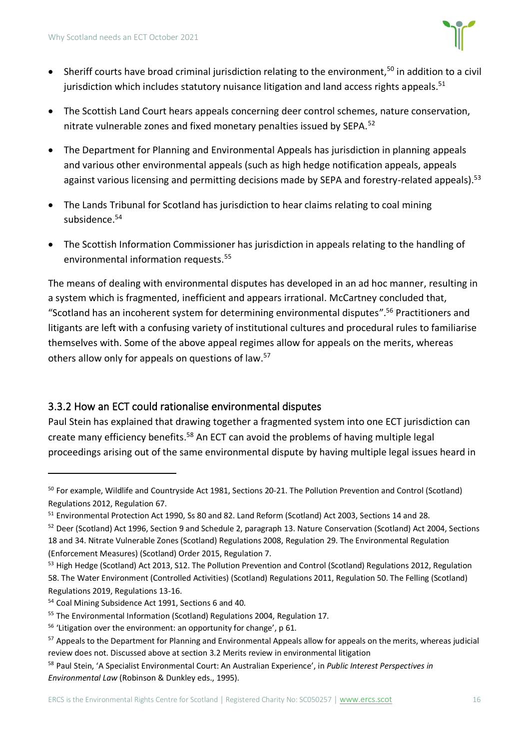- Sheriff courts have broad criminal jurisdiction relating to the environment,[50] in addition to a civil jurisdiction which includes statutory nuisance litigation and land access rights appeals.[51]
- The Scottish Land Court hears appeals concerning deer control schemes, nature conservation, nitrate vulnerable zones and fixed monetary penalties issued by SEPA.[52]
- The Department for Planning and Environmental Appeals has jurisdiction in planning appeals and various other environmental appeals (such as high hedge notification appeals, appeals against various licensing and permitting decisions made by SEPA and forestry-related appeals).[53]
- The Lands Tribunal for Scotland has jurisdiction to hear claims relating to coal mining subsidence.[54]
- The Scottish Information Commissioner has jurisdiction in appeals relating to the handling of environmental information requests.[55]

The means of dealing with environmental disputes has developed in an ad hoc manner, resulting in a system which is fragmented, inefficient and appears irrational. McCartney concluded that, "Scotland has an incoherent system for determining environmental disputes".[56] Practitioners and litigants are left with a confusing variety of institutional cultures and procedural rules to familiarise themselves with. Some of the above appeal regimes allow for appeals on the merits, whereas others allow only for appeals on questions of law.[57]

### 3.3.2 How an ECT could rationalise environmental disputes

Paul Stein has explained that drawing together a fragmented system into one ECT jurisdiction can create many efficiency benefits.[58] An ECT can avoid the problems of having multiple legal proceedings arising out of the same environmental dispute by having multiple legal issues heard in

---

[50] For example, Wildlife and Countryside Act 1981, Sections 20-21. The Pollution Prevention and Control (Scotland) Regulations 2012, Regulation 67.

[51] Environmental Protection Act 1990, Ss 80 and 82. Land Reform (Scotland) Act 2003, Sections 14 and 28.

[52] Deer (Scotland) Act 1996, Section 9 and Schedule 2, paragraph 13. Nature Conservation (Scotland) Act 2004, Sections 18 and 34. Nitrate Vulnerable Zones (Scotland) Regulations 2008, Regulation 29. The Environmental Regulation (Enforcement Measures) (Scotland) Order 2015, Regulation 7.

[53] High Hedge (Scotland) Act 2013, S12. The Pollution Prevention and Control (Scotland) Regulations 2012, Regulation 58. The Water Environment (Controlled Activities) (Scotland) Regulations 2011, Regulation 50. The Felling (Scotland) Regulations 2019, Regulations 13-16.

[54] Coal Mining Subsidence Act 1991, Sections 6 and 40.

[55] The Environmental Information (Scotland) Regulations 2004, Regulation 17.

[56] 'Litigation over the environment: an opportunity for change', p 61.

[57] Appeals to the Department for Planning and Environmental Appeals allow for appeals on the merits, whereas judicial review does not. Discussed above at section 3.2 Merits review in environmental litigation

[58] Paul Stein, 'A Specialist Environmental Court: An Australian Experience', in *Public Interest Perspectives in Environmental Law* (Robinson & Dunkley eds., 1995).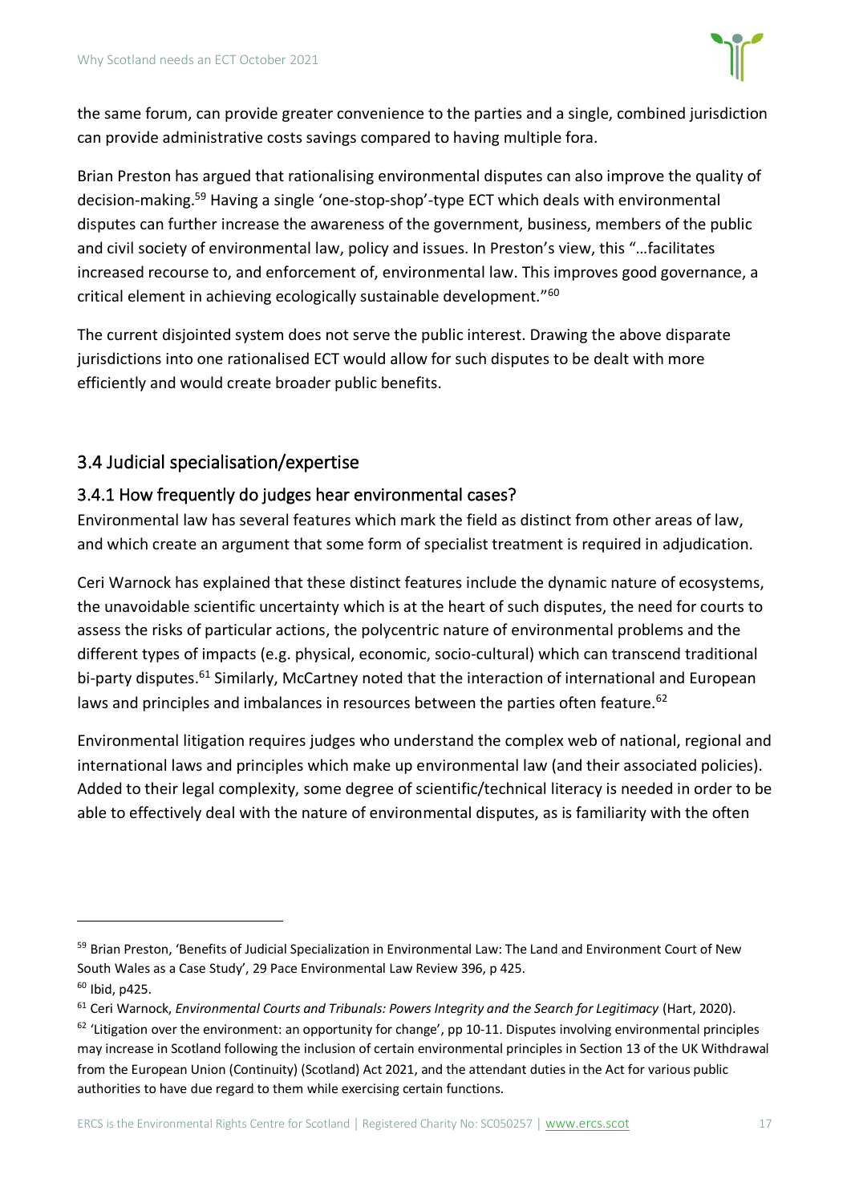the same forum, can provide greater convenience to the parties and a single, combined jurisdiction can provide administrative costs savings compared to having multiple fora.

Brian Preston has argued that rationalising environmental disputes can also improve the quality of decision-making.[59] Having a single 'one-stop-shop'-type ECT which deals with environmental disputes can further increase the awareness of the government, business, members of the public and civil society of environmental law, policy and issues. In Preston's view, this "…facilitates increased recourse to, and enforcement of, environmental law. This improves good governance, a critical element in achieving ecologically sustainable development."[60]

The current disjointed system does not serve the public interest. Drawing the above disparate jurisdictions into one rationalised ECT would allow for such disputes to be dealt with more efficiently and would create broader public benefits.

## 3.4 Judicial specialisation/expertise

### 3.4.1 How frequently do judges hear environmental cases?

Environmental law has several features which mark the field as distinct from other areas of law, and which create an argument that some form of specialist treatment is required in adjudication.

Ceri Warnock has explained that these distinct features include the dynamic nature of ecosystems, the unavoidable scientific uncertainty which is at the heart of such disputes, the need for courts to assess the risks of particular actions, the polycentric nature of environmental problems and the different types of impacts (e.g. physical, economic, socio-cultural) which can transcend traditional bi-party disputes.[61] Similarly, McCartney noted that the interaction of international and European laws and principles and imbalances in resources between the parties often feature.[62]

Environmental litigation requires judges who understand the complex web of national, regional and international laws and principles which make up environmental law (and their associated policies). Added to their legal complexity, some degree of scientific/technical literacy is needed in order to be able to effectively deal with the nature of environmental disputes, as is familiarity with the often

---

[59] Brian Preston, 'Benefits of Judicial Specialization in Environmental Law: The Land and Environment Court of New South Wales as a Case Study', 29 Pace Environmental Law Review 396, p 425.

[60] Ibid, p425.

[61] Ceri Warnock, *Environmental Courts and Tribunals: Powers Integrity and the Search for Legitimacy* (Hart, 2020).

[62] 'Litigation over the environment: an opportunity for change', pp 10-11. Disputes involving environmental principles may increase in Scotland following the inclusion of certain environmental principles in Section 13 of the UK Withdrawal from the European Union (Continuity) (Scotland) Act 2021, and the attendant duties in the Act for various public authorities to have due regard to them while exercising certain functions.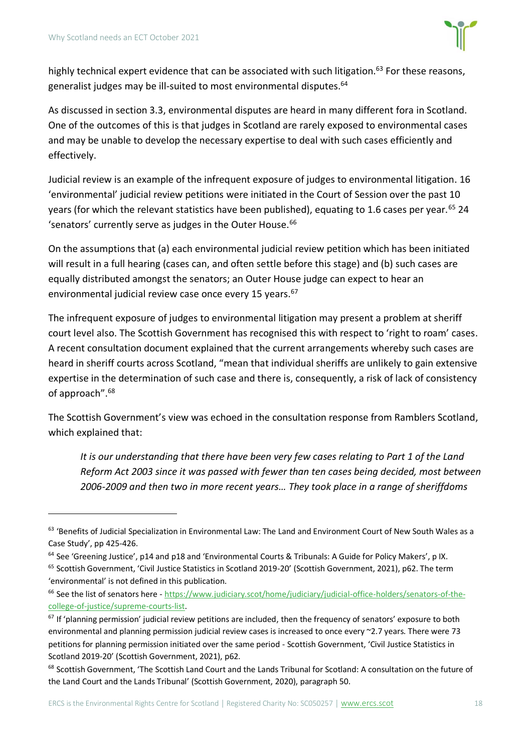highly technical expert evidence that can be associated with such litigation.[63] For these reasons, generalist judges may be ill-suited to most environmental disputes.[64]

As discussed in section 3.3, environmental disputes are heard in many different fora in Scotland. One of the outcomes of this is that judges in Scotland are rarely exposed to environmental cases and may be unable to develop the necessary expertise to deal with such cases efficiently and effectively.

Judicial review is an example of the infrequent exposure of judges to environmental litigation. 16 'environmental' judicial review petitions were initiated in the Court of Session over the past 10 years (for which the relevant statistics have been published), equating to 1.6 cases per year.[65] 24 'senators' currently serve as judges in the Outer House.[66]

On the assumptions that (a) each environmental judicial review petition which has been initiated will result in a full hearing (cases can, and often settle before this stage) and (b) such cases are equally distributed amongst the senators; an Outer House judge can expect to hear an environmental judicial review case once every 15 years.[67]

The infrequent exposure of judges to environmental litigation may present a problem at sheriff court level also. The Scottish Government has recognised this with respect to 'right to roam' cases. A recent consultation document explained that the current arrangements whereby such cases are heard in sheriff courts across Scotland, "mean that individual sheriffs are unlikely to gain extensive expertise in the determination of such case and there is, consequently, a risk of lack of consistency of approach".[68]

The Scottish Government's view was echoed in the consultation response from Ramblers Scotland, which explained that:

> *It is our understanding that there have been very few cases relating to Part 1 of the Land Reform Act 2003 since it was passed with fewer than ten cases being decided, most between 2006-2009 and then two in more recent years… They took place in a range of sheriffdoms*

---

[63] 'Benefits of Judicial Specialization in Environmental Law: The Land and Environment Court of New South Wales as a Case Study', pp 425-426.

[64] See 'Greening Justice', p14 and p18 and 'Environmental Courts & Tribunals: A Guide for Policy Makers', p IX.

[65] Scottish Government, 'Civil Justice Statistics in Scotland 2019-20' (Scottish Government, 2021), p62. The term 'environmental' is not defined in this publication.

[66] See the list of senators here - https://www.judiciary.scot/home/judiciary/judicial-office-holders/senators-of-the-college-of-justice/supreme-courts-list.

[67] If 'planning permission' judicial review petitions are included, then the frequency of senators' exposure to both environmental and planning permission judicial review cases is increased to once every ~2.7 years. There were 73 petitions for planning permission initiated over the same period - Scottish Government, 'Civil Justice Statistics in Scotland 2019-20' (Scottish Government, 2021), p62.

[68] Scottish Government, 'The Scottish Land Court and the Lands Tribunal for Scotland: A consultation on the future of the Land Court and the Lands Tribunal' (Scottish Government, 2020), paragraph 50.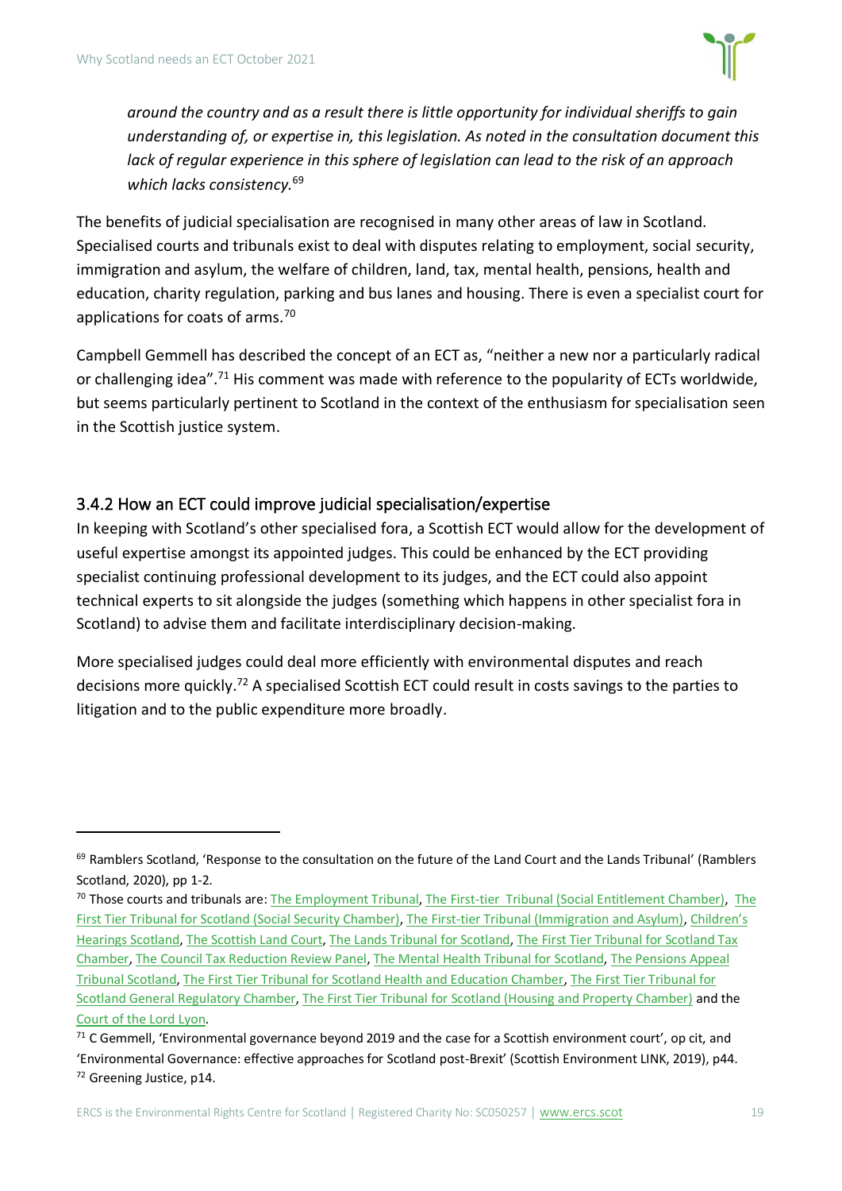*around the country and as a result there is little opportunity for individual sheriffs to gain understanding of, or expertise in, this legislation. As noted in the consultation document this lack of regular experience in this sphere of legislation can lead to the risk of an approach which lacks consistency.*[69]

The benefits of judicial specialisation are recognised in many other areas of law in Scotland. Specialised courts and tribunals exist to deal with disputes relating to employment, social security, immigration and asylum, the welfare of children, land, tax, mental health, pensions, health and education, charity regulation, parking and bus lanes and housing. There is even a specialist court for applications for coats of arms.[70]

Campbell Gemmell has described the concept of an ECT as, "neither a new nor a particularly radical or challenging idea".[71] His comment was made with reference to the popularity of ECTs worldwide, but seems particularly pertinent to Scotland in the context of the enthusiasm for specialisation seen in the Scottish justice system.

### 3.4.2 How an ECT could improve judicial specialisation/expertise

In keeping with Scotland's other specialised fora, a Scottish ECT would allow for the development of useful expertise amongst its appointed judges. This could be enhanced by the ECT providing specialist continuing professional development to its judges, and the ECT could also appoint technical experts to sit alongside the judges (something which happens in other specialist fora in Scotland) to advise them and facilitate interdisciplinary decision-making.

More specialised judges could deal more efficiently with environmental disputes and reach decisions more quickly.[72] A specialised Scottish ECT could result in costs savings to the parties to litigation and to the public expenditure more broadly.

---

[69] Ramblers Scotland, 'Response to the consultation on the future of the Land Court and the Lands Tribunal' (Ramblers Scotland, 2020), pp 1-2.

[70] Those courts and tribunals are: The Employment Tribunal, The First-tier Tribunal (Social Entitlement Chamber), The First Tier Tribunal for Scotland (Social Security Chamber), The First-tier Tribunal (Immigration and Asylum), Children's Hearings Scotland, The Scottish Land Court, The Lands Tribunal for Scotland, The First Tier Tribunal for Scotland Tax Chamber, The Council Tax Reduction Review Panel, The Mental Health Tribunal for Scotland, The Pensions Appeal Tribunal Scotland, The First Tier Tribunal for Scotland Health and Education Chamber, The First Tier Tribunal for Scotland General Regulatory Chamber, The First Tier Tribunal for Scotland (Housing and Property Chamber) and the Court of the Lord Lyon.

[71] C Gemmell, 'Environmental governance beyond 2019 and the case for a Scottish environment court', op cit, and 'Environmental Governance: effective approaches for Scotland post-Brexit' (Scottish Environment LINK, 2019), p44.

[72] Greening Justice, p14.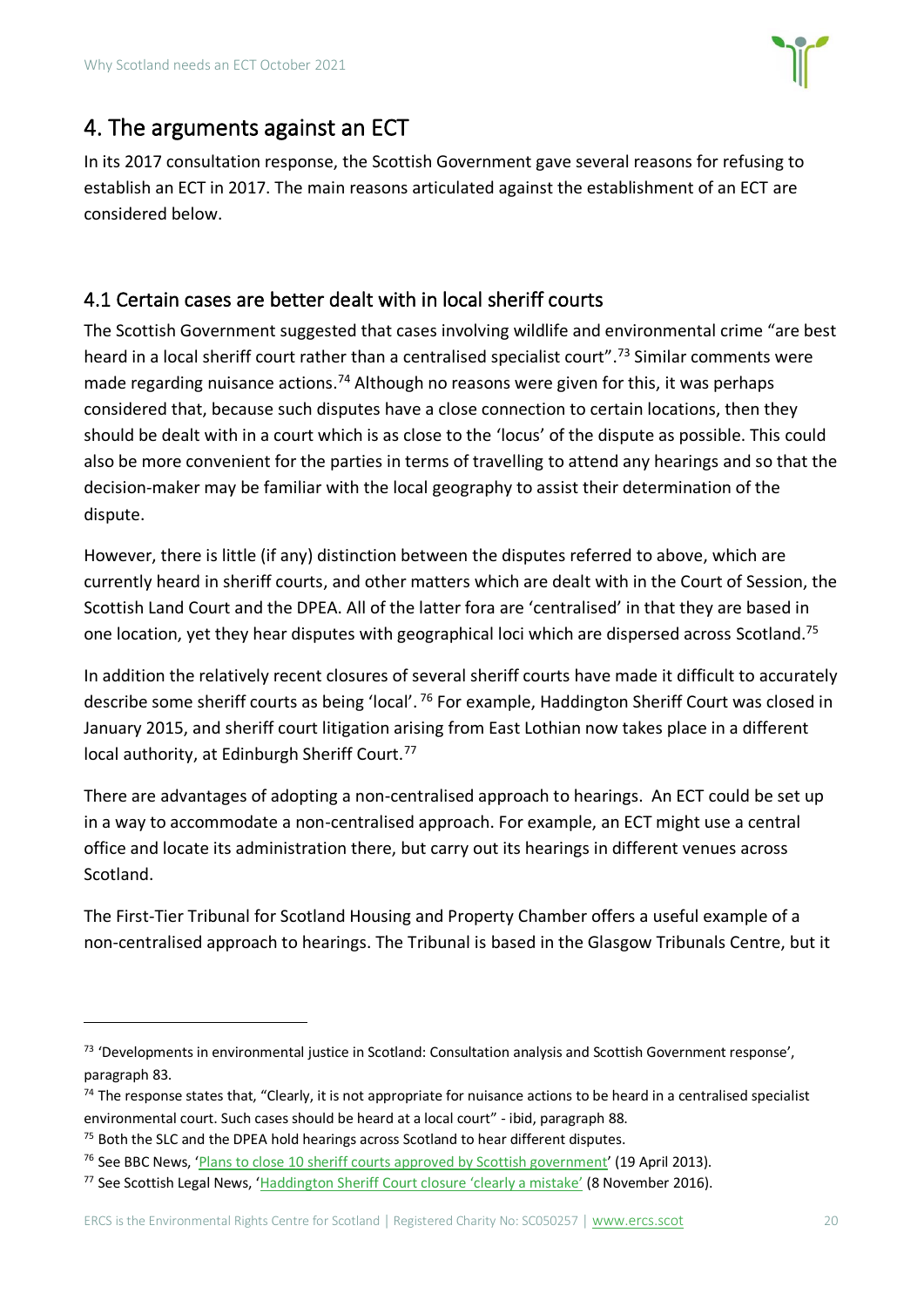## 4. The arguments against an ECT

In its 2017 consultation response, the Scottish Government gave several reasons for refusing to establish an ECT in 2017. The main reasons articulated against the establishment of an ECT are considered below.

### 4.1 Certain cases are better dealt with in local sheriff courts

The Scottish Government suggested that cases involving wildlife and environmental crime "are best heard in a local sheriff court rather than a centralised specialist court".[73] Similar comments were made regarding nuisance actions.[74] Although no reasons were given for this, it was perhaps considered that, because such disputes have a close connection to certain locations, then they should be dealt with in a court which is as close to the 'locus' of the dispute as possible. This could also be more convenient for the parties in terms of travelling to attend any hearings and so that the decision-maker may be familiar with the local geography to assist their determination of the dispute.

However, there is little (if any) distinction between the disputes referred to above, which are currently heard in sheriff courts, and other matters which are dealt with in the Court of Session, the Scottish Land Court and the DPEA. All of the latter fora are 'centralised' in that they are based in one location, yet they hear disputes with geographical loci which are dispersed across Scotland.[75]

In addition the relatively recent closures of several sheriff courts have made it difficult to accurately describe some sheriff courts as being 'local'.[76] For example, Haddington Sheriff Court was closed in January 2015, and sheriff court litigation arising from East Lothian now takes place in a different local authority, at Edinburgh Sheriff Court.[77]

There are advantages of adopting a non-centralised approach to hearings. An ECT could be set up in a way to accommodate a non-centralised approach. For example, an ECT might use a central office and locate its administration there, but carry out its hearings in different venues across Scotland.

The First-Tier Tribunal for Scotland Housing and Property Chamber offers a useful example of a non-centralised approach to hearings. The Tribunal is based in the Glasgow Tribunals Centre, but it

---

[73] 'Developments in environmental justice in Scotland: Consultation analysis and Scottish Government response', paragraph 83.

[74] The response states that, "Clearly, it is not appropriate for nuisance actions to be heard in a centralised specialist environmental court. Such cases should be heard at a local court" - ibid, paragraph 88.

[75] Both the SLC and the DPEA hold hearings across Scotland to hear different disputes.

[76] See BBC News, 'Plans to close 10 sheriff courts approved by Scottish government' (19 April 2013).

[77] See Scottish Legal News, 'Haddington Sheriff Court closure 'clearly a mistake'' (8 November 2016).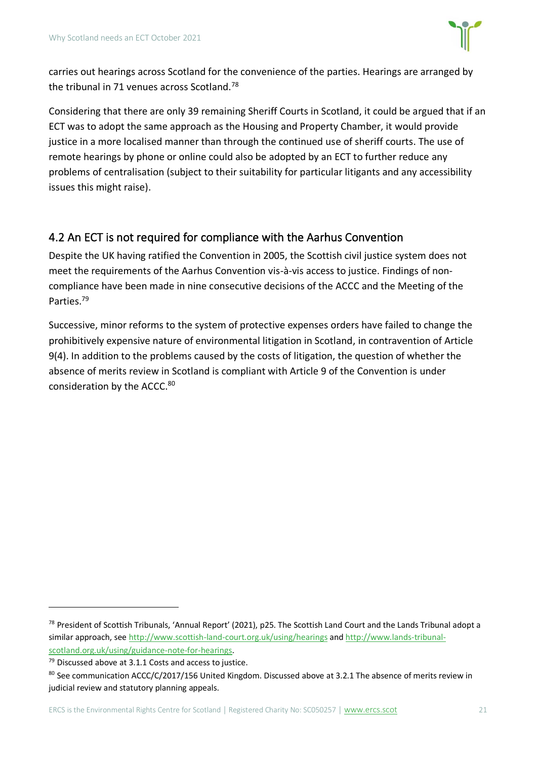carries out hearings across Scotland for the convenience of the parties. Hearings are arranged by the tribunal in 71 venues across Scotland.[78]

Considering that there are only 39 remaining Sheriff Courts in Scotland, it could be argued that if an ECT was to adopt the same approach as the Housing and Property Chamber, it would provide justice in a more localised manner than through the continued use of sheriff courts. The use of remote hearings by phone or online could also be adopted by an ECT to further reduce any problems of centralisation (subject to their suitability for particular litigants and any accessibility issues this might raise).

## 4.2 An ECT is not required for compliance with the Aarhus Convention

Despite the UK having ratified the Convention in 2005, the Scottish civil justice system does not meet the requirements of the Aarhus Convention vis-à-vis access to justice. Findings of non-compliance have been made in nine consecutive decisions of the ACCC and the Meeting of the Parties.[79]

Successive, minor reforms to the system of protective expenses orders have failed to change the prohibitively expensive nature of environmental litigation in Scotland, in contravention of Article 9(4). In addition to the problems caused by the costs of litigation, the question of whether the absence of merits review in Scotland is compliant with Article 9 of the Convention is under consideration by the ACCC.[80]

---

[78] President of Scottish Tribunals, 'Annual Report' (2021), p25. The Scottish Land Court and the Lands Tribunal adopt a similar approach, see http://www.scottish-land-court.org.uk/using/hearings and http://www.lands-tribunal-scotland.org.uk/using/guidance-note-for-hearings.

[79] Discussed above at 3.1.1 Costs and access to justice.

[80] See communication ACCC/C/2017/156 United Kingdom. Discussed above at 3.2.1 The absence of merits review in judicial review and statutory planning appeals.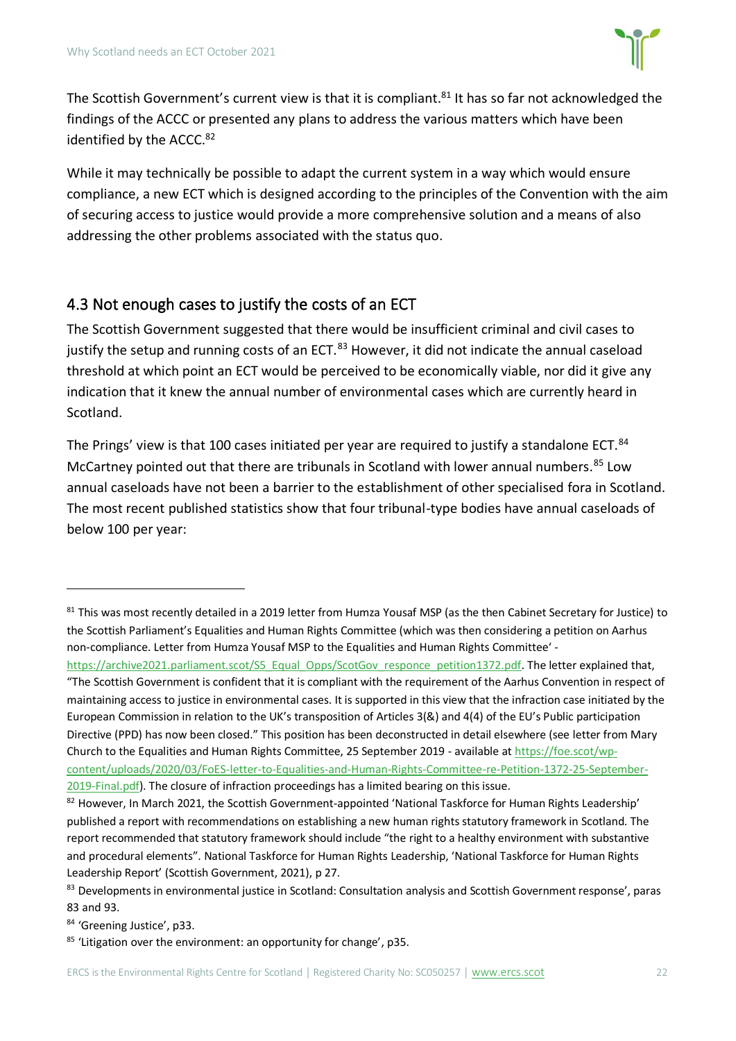The Scottish Government's current view is that it is compliant.[81] It has so far not acknowledged the findings of the ACCC or presented any plans to address the various matters which have been identified by the ACCC.[82]

While it may technically be possible to adapt the current system in a way which would ensure compliance, a new ECT which is designed according to the principles of the Convention with the aim of securing access to justice would provide a more comprehensive solution and a means of also addressing the other problems associated with the status quo.

## 4.3 Not enough cases to justify the costs of an ECT

The Scottish Government suggested that there would be insufficient criminal and civil cases to justify the setup and running costs of an ECT.[83] However, it did not indicate the annual caseload threshold at which point an ECT would be perceived to be economically viable, nor did it give any indication that it knew the annual number of environmental cases which are currently heard in Scotland.

The Prings' view is that 100 cases initiated per year are required to justify a standalone ECT.[84] McCartney pointed out that there are tribunals in Scotland with lower annual numbers.[85] Low annual caseloads have not been a barrier to the establishment of other specialised fora in Scotland. The most recent published statistics show that four tribunal-type bodies have annual caseloads of below 100 per year:

---

[81] This was most recently detailed in a 2019 letter from Humza Yousaf MSP (as the then Cabinet Secretary for Justice) to the Scottish Parliament's Equalities and Human Rights Committee (which was then considering a petition on Aarhus non-compliance. Letter from Humza Yousaf MSP to the Equalities and Human Rights Committee' - https://archive2021.parliament.scot/S5_Equal_Opps/ScotGov_responce_petition1372.pdf. The letter explained that, "The Scottish Government is confident that it is compliant with the requirement of the Aarhus Convention in respect of maintaining access to justice in environmental cases. It is supported in this view that the infraction case initiated by the European Commission in relation to the UK's transposition of Articles 3(&) and 4(4) of the EU's Public participation Directive (PPD) has now been closed." This position has been deconstructed in detail elsewhere (see letter from Mary Church to the Equalities and Human Rights Committee, 25 September 2019 - available at https://foe.scot/wp-content/uploads/2020/03/FoES-letter-to-Equalities-and-Human-Rights-Committee-re-Petition-1372-25-September-2019-Final.pdf). The closure of infraction proceedings has a limited bearing on this issue.

[82] However, In March 2021, the Scottish Government-appointed 'National Taskforce for Human Rights Leadership' published a report with recommendations on establishing a new human rights statutory framework in Scotland. The report recommended that statutory framework should include "the right to a healthy environment with substantive and procedural elements". National Taskforce for Human Rights Leadership, 'National Taskforce for Human Rights Leadership Report' (Scottish Government, 2021), p 27.

[83] Developments in environmental justice in Scotland: Consultation analysis and Scottish Government response', paras 83 and 93.

[84] 'Greening Justice', p33.

[85] 'Litigation over the environment: an opportunity for change', p35.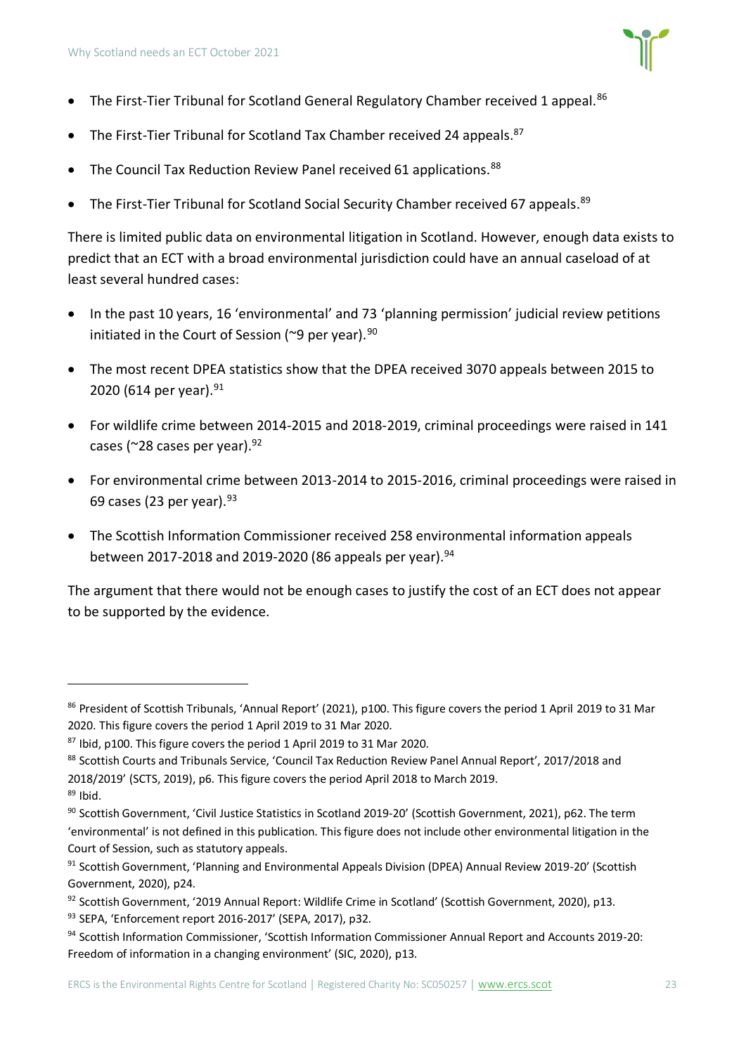- The First-Tier Tribunal for Scotland General Regulatory Chamber received 1 appeal.[86]
- The First-Tier Tribunal for Scotland Tax Chamber received 24 appeals.[87]
- The Council Tax Reduction Review Panel received 61 applications.[88]
- The First-Tier Tribunal for Scotland Social Security Chamber received 67 appeals.[89]

There is limited public data on environmental litigation in Scotland. However, enough data exists to predict that an ECT with a broad environmental jurisdiction could have an annual caseload of at least several hundred cases:

- In the past 10 years, 16 'environmental' and 73 'planning permission' judicial review petitions initiated in the Court of Session (~9 per year).[90]
- The most recent DPEA statistics show that the DPEA received 3070 appeals between 2015 to 2020 (614 per year).[91]
- For wildlife crime between 2014-2015 and 2018-2019, criminal proceedings were raised in 141 cases (~28 cases per year).[92]
- For environmental crime between 2013-2014 to 2015-2016, criminal proceedings were raised in 69 cases (23 per year).[93]
- The Scottish Information Commissioner received 258 environmental information appeals between 2017-2018 and 2019-2020 (86 appeals per year).[94]

The argument that there would not be enough cases to justify the cost of an ECT does not appear to be supported by the evidence.

---

[86] President of Scottish Tribunals, 'Annual Report' (2021), p100. This figure covers the period 1 April 2019 to 31 Mar 2020. This figure covers the period 1 April 2019 to 31 Mar 2020.

[87] Ibid, p100. This figure covers the period 1 April 2019 to 31 Mar 2020.

[88] Scottish Courts and Tribunals Service, 'Council Tax Reduction Review Panel Annual Report', 2017/2018 and 2018/2019' (SCTS, 2019), p6. This figure covers the period April 2018 to March 2019.

[89] Ibid.

[90] Scottish Government, 'Civil Justice Statistics in Scotland 2019-20' (Scottish Government, 2021), p62. The term 'environmental' is not defined in this publication. This figure does not include other environmental litigation in the Court of Session, such as statutory appeals.

[91] Scottish Government, 'Planning and Environmental Appeals Division (DPEA) Annual Review 2019-20' (Scottish Government, 2020), p24.

[92] Scottish Government, '2019 Annual Report: Wildlife Crime in Scotland' (Scottish Government, 2020), p13.

[93] SEPA, 'Enforcement report 2016-2017' (SEPA, 2017), p32.

[94] Scottish Information Commissioner, 'Scottish Information Commissioner Annual Report and Accounts 2019-20: Freedom of information in a changing environment' (SIC, 2020), p13.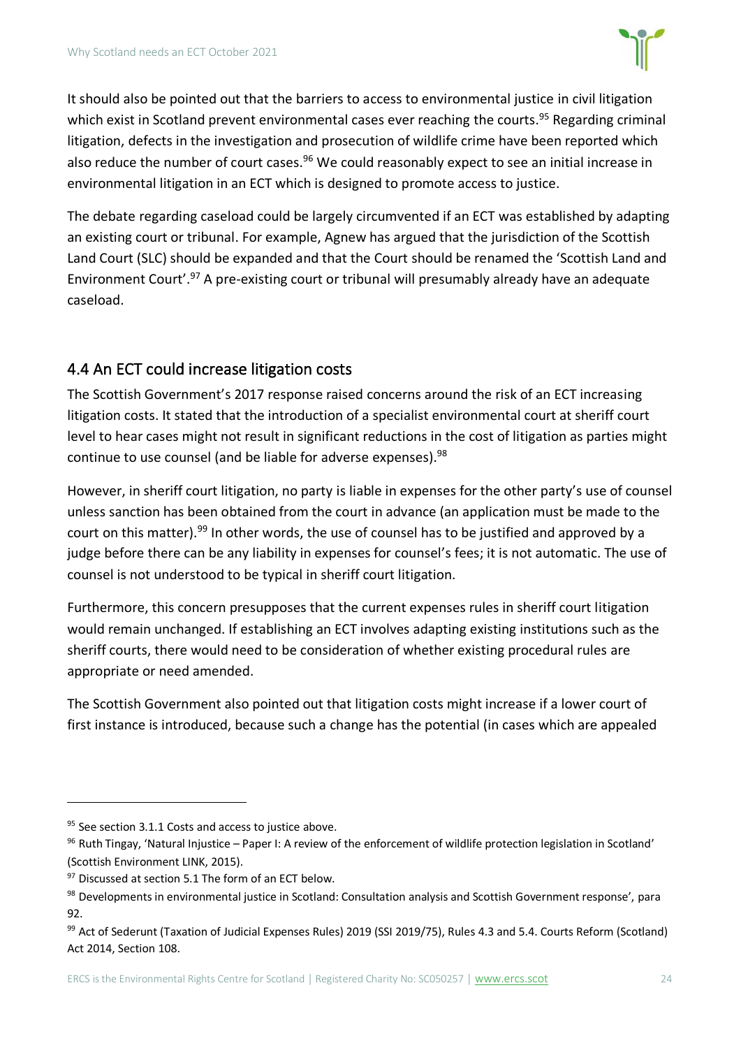It should also be pointed out that the barriers to access to environmental justice in civil litigation which exist in Scotland prevent environmental cases ever reaching the courts.[95] Regarding criminal litigation, defects in the investigation and prosecution of wildlife crime have been reported which also reduce the number of court cases.[96] We could reasonably expect to see an initial increase in environmental litigation in an ECT which is designed to promote access to justice.

The debate regarding caseload could be largely circumvented if an ECT was established by adapting an existing court or tribunal. For example, Agnew has argued that the jurisdiction of the Scottish Land Court (SLC) should be expanded and that the Court should be renamed the 'Scottish Land and Environment Court'.[97] A pre-existing court or tribunal will presumably already have an adequate caseload.

## 4.4 An ECT could increase litigation costs

The Scottish Government's 2017 response raised concerns around the risk of an ECT increasing litigation costs. It stated that the introduction of a specialist environmental court at sheriff court level to hear cases might not result in significant reductions in the cost of litigation as parties might continue to use counsel (and be liable for adverse expenses).[98]

However, in sheriff court litigation, no party is liable in expenses for the other party's use of counsel unless sanction has been obtained from the court in advance (an application must be made to the court on this matter).[99] In other words, the use of counsel has to be justified and approved by a judge before there can be any liability in expenses for counsel's fees; it is not automatic. The use of counsel is not understood to be typical in sheriff court litigation.

Furthermore, this concern presupposes that the current expenses rules in sheriff court litigation would remain unchanged. If establishing an ECT involves adapting existing institutions such as the sheriff courts, there would need to be consideration of whether existing procedural rules are appropriate or need amended.

The Scottish Government also pointed out that litigation costs might increase if a lower court of first instance is introduced, because such a change has the potential (in cases which are appealed

---

[95] See section 3.1.1 Costs and access to justice above.

[96] Ruth Tingay, 'Natural Injustice – Paper I: A review of the enforcement of wildlife protection legislation in Scotland' (Scottish Environment LINK, 2015).

[97] Discussed at section 5.1 The form of an ECT below.

[98] Developments in environmental justice in Scotland: Consultation analysis and Scottish Government response', para 92.

[99] Act of Sederunt (Taxation of Judicial Expenses Rules) 2019 (SSI 2019/75), Rules 4.3 and 5.4. Courts Reform (Scotland) Act 2014, Section 108.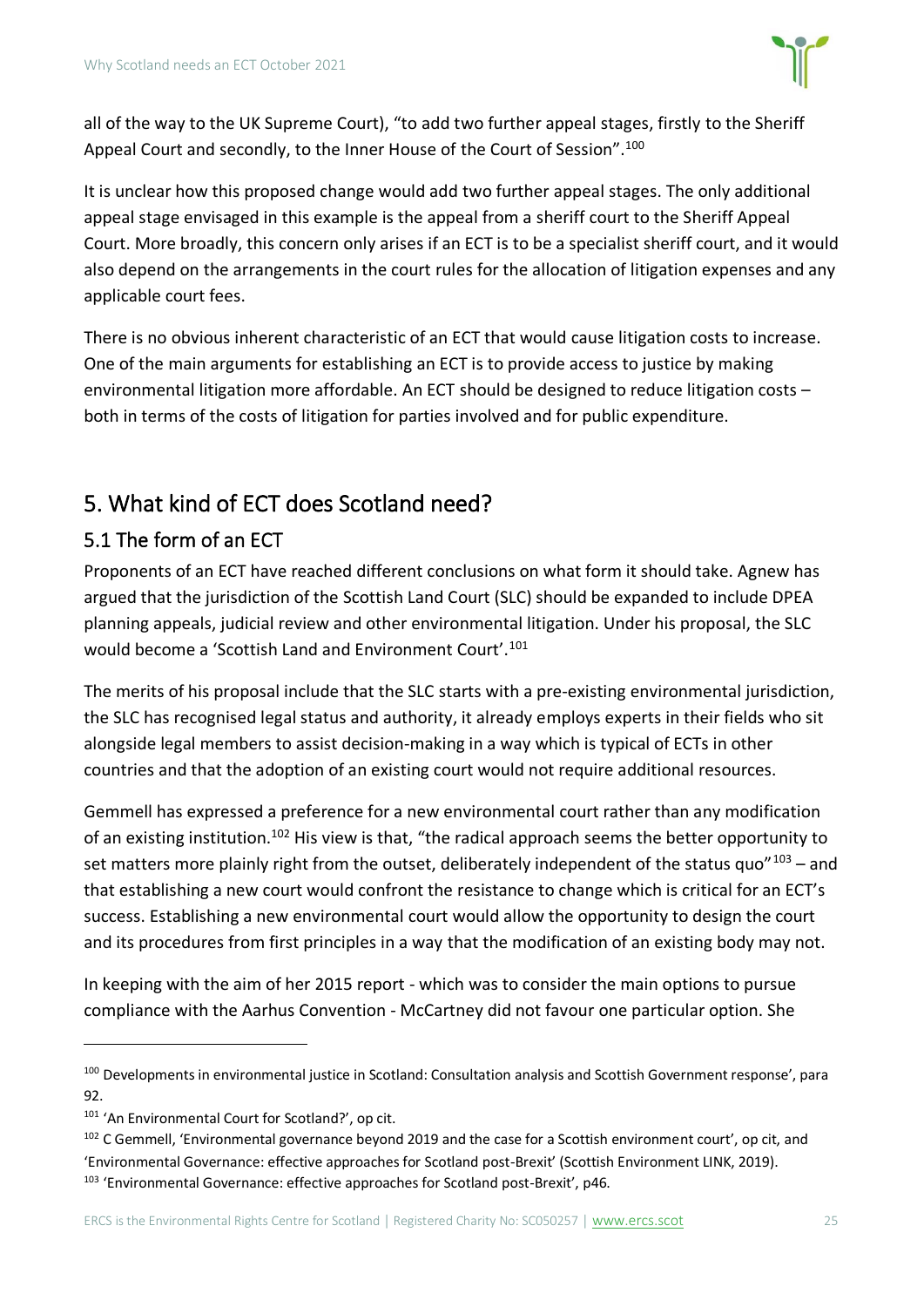all of the way to the UK Supreme Court), "to add two further appeal stages, firstly to the Sheriff Appeal Court and secondly, to the Inner House of the Court of Session".[100]

It is unclear how this proposed change would add two further appeal stages. The only additional appeal stage envisaged in this example is the appeal from a sheriff court to the Sheriff Appeal Court. More broadly, this concern only arises if an ECT is to be a specialist sheriff court, and it would also depend on the arrangements in the court rules for the allocation of litigation expenses and any applicable court fees.

There is no obvious inherent characteristic of an ECT that would cause litigation costs to increase. One of the main arguments for establishing an ECT is to provide access to justice by making environmental litigation more affordable. An ECT should be designed to reduce litigation costs – both in terms of the costs of litigation for parties involved and for public expenditure.

# 5. What kind of ECT does Scotland need?

## 5.1 The form of an ECT

Proponents of an ECT have reached different conclusions on what form it should take. Agnew has argued that the jurisdiction of the Scottish Land Court (SLC) should be expanded to include DPEA planning appeals, judicial review and other environmental litigation. Under his proposal, the SLC would become a 'Scottish Land and Environment Court'.[101]

The merits of his proposal include that the SLC starts with a pre-existing environmental jurisdiction, the SLC has recognised legal status and authority, it already employs experts in their fields who sit alongside legal members to assist decision-making in a way which is typical of ECTs in other countries and that the adoption of an existing court would not require additional resources.

Gemmell has expressed a preference for a new environmental court rather than any modification of an existing institution.[102] His view is that, "the radical approach seems the better opportunity to set matters more plainly right from the outset, deliberately independent of the status quo"[103] – and that establishing a new court would confront the resistance to change which is critical for an ECT's success. Establishing a new environmental court would allow the opportunity to design the court and its procedures from first principles in a way that the modification of an existing body may not.

In keeping with the aim of her 2015 report - which was to consider the main options to pursue compliance with the Aarhus Convention - McCartney did not favour one particular option. She

---

[100] Developments in environmental justice in Scotland: Consultation analysis and Scottish Government response', para 92.

[101] 'An Environmental Court for Scotland?', op cit.

[102] C Gemmell, 'Environmental governance beyond 2019 and the case for a Scottish environment court', op cit, and 'Environmental Governance: effective approaches for Scotland post-Brexit' (Scottish Environment LINK, 2019).

[103] 'Environmental Governance: effective approaches for Scotland post-Brexit', p46.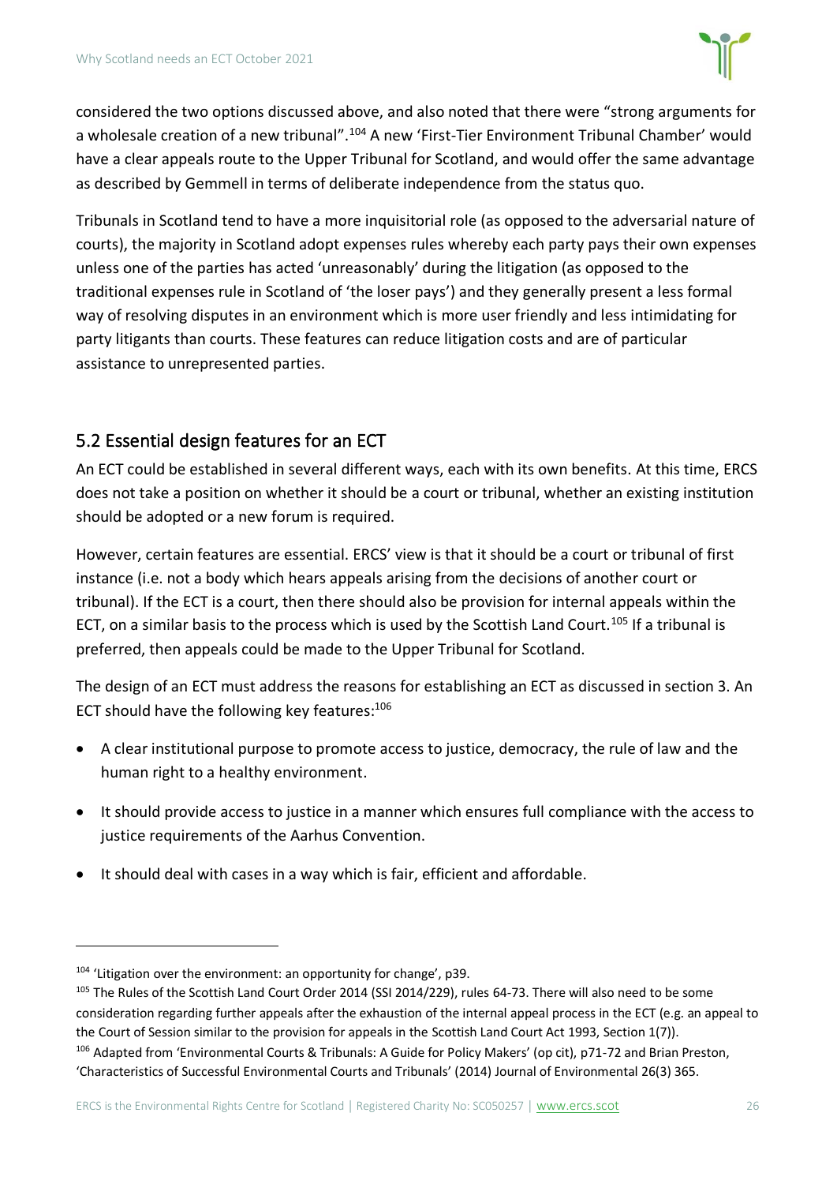considered the two options discussed above, and also noted that there were "strong arguments for a wholesale creation of a new tribunal".[104] A new 'First-Tier Environment Tribunal Chamber' would have a clear appeals route to the Upper Tribunal for Scotland, and would offer the same advantage as described by Gemmell in terms of deliberate independence from the status quo.

Tribunals in Scotland tend to have a more inquisitorial role (as opposed to the adversarial nature of courts), the majority in Scotland adopt expenses rules whereby each party pays their own expenses unless one of the parties has acted 'unreasonably' during the litigation (as opposed to the traditional expenses rule in Scotland of 'the loser pays') and they generally present a less formal way of resolving disputes in an environment which is more user friendly and less intimidating for party litigants than courts. These features can reduce litigation costs and are of particular assistance to unrepresented parties.

## 5.2 Essential design features for an ECT

An ECT could be established in several different ways, each with its own benefits. At this time, ERCS does not take a position on whether it should be a court or tribunal, whether an existing institution should be adopted or a new forum is required.

However, certain features are essential. ERCS' view is that it should be a court or tribunal of first instance (i.e. not a body which hears appeals arising from the decisions of another court or tribunal). If the ECT is a court, then there should also be provision for internal appeals within the ECT, on a similar basis to the process which is used by the Scottish Land Court.[105] If a tribunal is preferred, then appeals could be made to the Upper Tribunal for Scotland.

The design of an ECT must address the reasons for establishing an ECT as discussed in section 3. An ECT should have the following key features:[106]

- A clear institutional purpose to promote access to justice, democracy, the rule of law and the human right to a healthy environment.
- It should provide access to justice in a manner which ensures full compliance with the access to justice requirements of the Aarhus Convention.
- It should deal with cases in a way which is fair, efficient and affordable.

---

[104] 'Litigation over the environment: an opportunity for change', p39.

[105] The Rules of the Scottish Land Court Order 2014 (SSI 2014/229), rules 64-73. There will also need to be some consideration regarding further appeals after the exhaustion of the internal appeal process in the ECT (e.g. an appeal to the Court of Session similar to the provision for appeals in the Scottish Land Court Act 1993, Section 1(7)).

[106] Adapted from 'Environmental Courts & Tribunals: A Guide for Policy Makers' (op cit), p71-72 and Brian Preston, 'Characteristics of Successful Environmental Courts and Tribunals' (2014) Journal of Environmental 26(3) 365.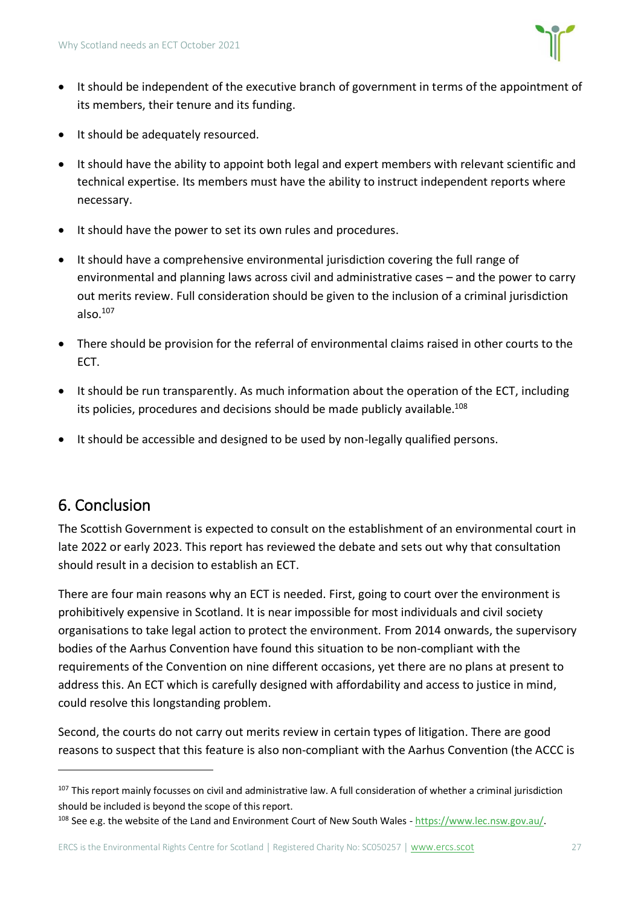- It should be independent of the executive branch of government in terms of the appointment of its members, their tenure and its funding.
- It should be adequately resourced.
- It should have the ability to appoint both legal and expert members with relevant scientific and technical expertise. Its members must have the ability to instruct independent reports where necessary.
- It should have the power to set its own rules and procedures.
- It should have a comprehensive environmental jurisdiction covering the full range of environmental and planning laws across civil and administrative cases – and the power to carry out merits review. Full consideration should be given to the inclusion of a criminal jurisdiction also.[107]
- There should be provision for the referral of environmental claims raised in other courts to the ECT.
- It should be run transparently. As much information about the operation of the ECT, including its policies, procedures and decisions should be made publicly available.[108]
- It should be accessible and designed to be used by non-legally qualified persons.

## 6. Conclusion

The Scottish Government is expected to consult on the establishment of an environmental court in late 2022 or early 2023. This report has reviewed the debate and sets out why that consultation should result in a decision to establish an ECT.

There are four main reasons why an ECT is needed. First, going to court over the environment is prohibitively expensive in Scotland. It is near impossible for most individuals and civil society organisations to take legal action to protect the environment. From 2014 onwards, the supervisory bodies of the Aarhus Convention have found this situation to be non-compliant with the requirements of the Convention on nine different occasions, yet there are no plans at present to address this. An ECT which is carefully designed with affordability and access to justice in mind, could resolve this longstanding problem.

Second, the courts do not carry out merits review in certain types of litigation. There are good reasons to suspect that this feature is also non-compliant with the Aarhus Convention (the ACCC is

---

[107] This report mainly focusses on civil and administrative law. A full consideration of whether a criminal jurisdiction should be included is beyond the scope of this report.

[108] See e.g. the website of the Land and Environment Court of New South Wales - https://www.lec.nsw.gov.au/.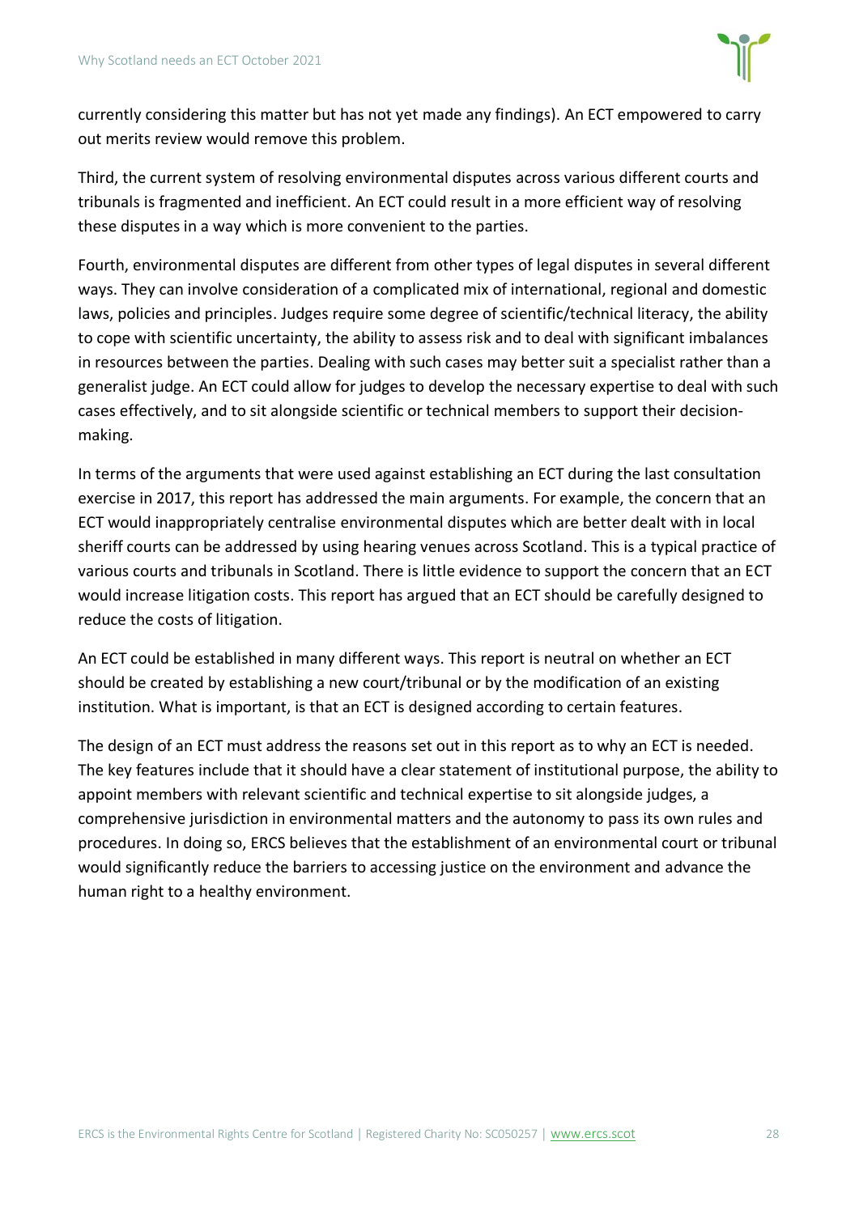currently considering this matter but has not yet made any findings). An ECT empowered to carry out merits review would remove this problem.

Third, the current system of resolving environmental disputes across various different courts and tribunals is fragmented and inefficient. An ECT could result in a more efficient way of resolving these disputes in a way which is more convenient to the parties.

Fourth, environmental disputes are different from other types of legal disputes in several different ways. They can involve consideration of a complicated mix of international, regional and domestic laws, policies and principles. Judges require some degree of scientific/technical literacy, the ability to cope with scientific uncertainty, the ability to assess risk and to deal with significant imbalances in resources between the parties. Dealing with such cases may better suit a specialist rather than a generalist judge. An ECT could allow for judges to develop the necessary expertise to deal with such cases effectively, and to sit alongside scientific or technical members to support their decision-making.

In terms of the arguments that were used against establishing an ECT during the last consultation exercise in 2017, this report has addressed the main arguments. For example, the concern that an ECT would inappropriately centralise environmental disputes which are better dealt with in local sheriff courts can be addressed by using hearing venues across Scotland. This is a typical practice of various courts and tribunals in Scotland. There is little evidence to support the concern that an ECT would increase litigation costs. This report has argued that an ECT should be carefully designed to reduce the costs of litigation.

An ECT could be established in many different ways. This report is neutral on whether an ECT should be created by establishing a new court/tribunal or by the modification of an existing institution. What is important, is that an ECT is designed according to certain features.

The design of an ECT must address the reasons set out in this report as to why an ECT is needed. The key features include that it should have a clear statement of institutional purpose, the ability to appoint members with relevant scientific and technical expertise to sit alongside judges, a comprehensive jurisdiction in environmental matters and the autonomy to pass its own rules and procedures. In doing so, ERCS believes that the establishment of an environmental court or tribunal would significantly reduce the barriers to accessing justice on the environment and advance the human right to a healthy environment.